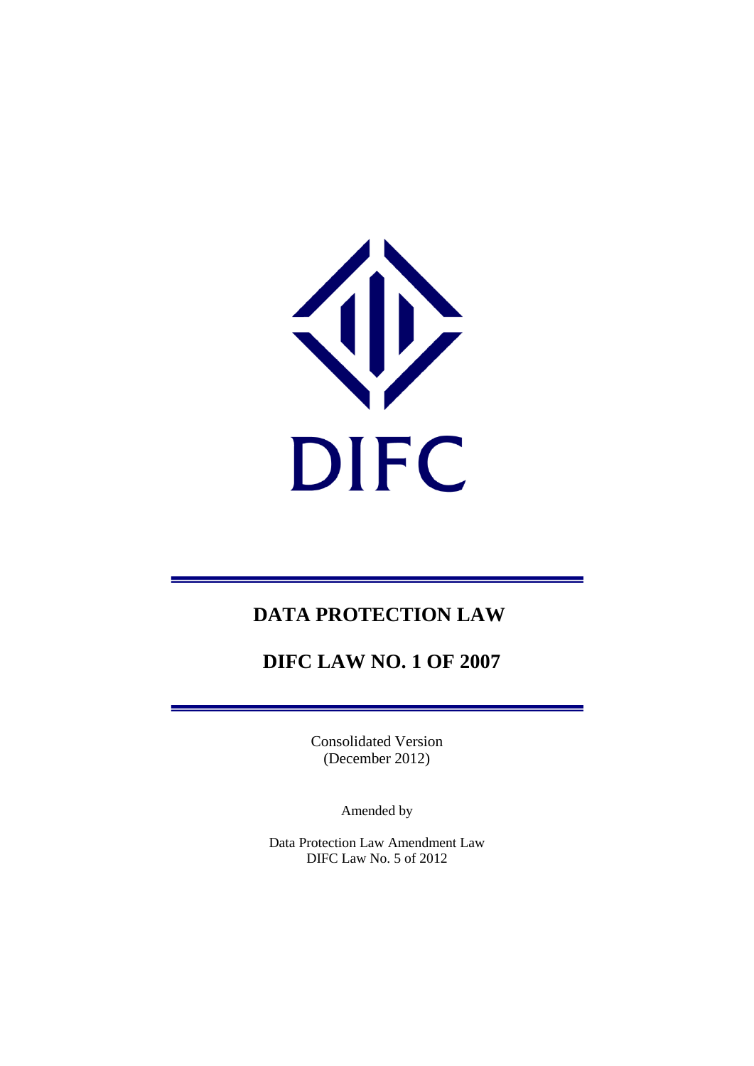DIFC

# DATA PROTECTION LAW

# DIFC LAW NO. 1 OF 2007

Consolidated Version
(December 2012)

Amended by

Data Protection Law Amendment Law
DIFC Law No. 5 of 2012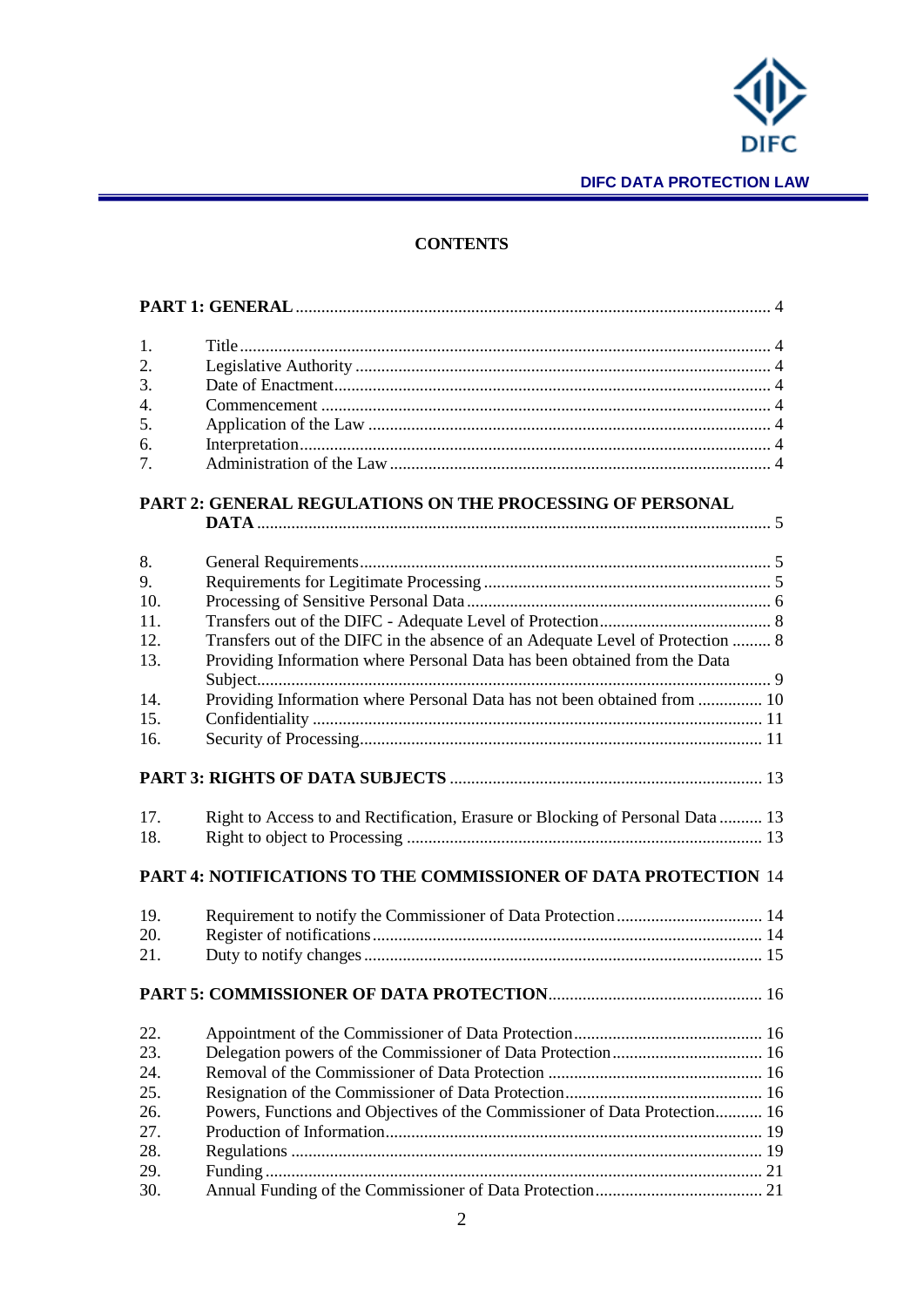## CONTENTS

**PART 1: GENERAL** .... 4

1. Title .... 4
2. Legislative Authority .... 4
3. Date of Enactment .... 4
4. Commencement .... 4
5. Application of the Law .... 4
6. Interpretation .... 4
7. Administration of the Law .... 4

**PART 2: GENERAL REGULATIONS ON THE PROCESSING OF PERSONAL DATA** .... 5

8. General Requirements .... 5
9. Requirements for Legitimate Processing .... 5
10. Processing of Sensitive Personal Data .... 6
11. Transfers out of the DIFC - Adequate Level of Protection .... 8
12. Transfers out of the DIFC in the absence of an Adequate Level of Protection .... 8
13. Providing Information where Personal Data has been obtained from the Data Subject .... 9
14. Providing Information where Personal Data has not been obtained from .... 10
15. Confidentiality .... 11
16. Security of Processing .... 11

**PART 3: RIGHTS OF DATA SUBJECTS** .... 13

17. Right to Access to and Rectification, Erasure or Blocking of Personal Data .... 13
18. Right to object to Processing .... 13

**PART 4: NOTIFICATIONS TO THE COMMISSIONER OF DATA PROTECTION** 14

19. Requirement to notify the Commissioner of Data Protection .... 14
20. Register of notifications .... 14
21. Duty to notify changes .... 15

**PART 5: COMMISSIONER OF DATA PROTECTION** .... 16

22. Appointment of the Commissioner of Data Protection .... 16
23. Delegation powers of the Commissioner of Data Protection .... 16
24. Removal of the Commissioner of Data Protection .... 16
25. Resignation of the Commissioner of Data Protection .... 16
26. Powers, Functions and Objectives of the Commissioner of Data Protection .... 16
27. Production of Information .... 19
28. Regulations .... 19
29. Funding .... 21
30. Annual Funding of the Commissioner of Data Protection .... 21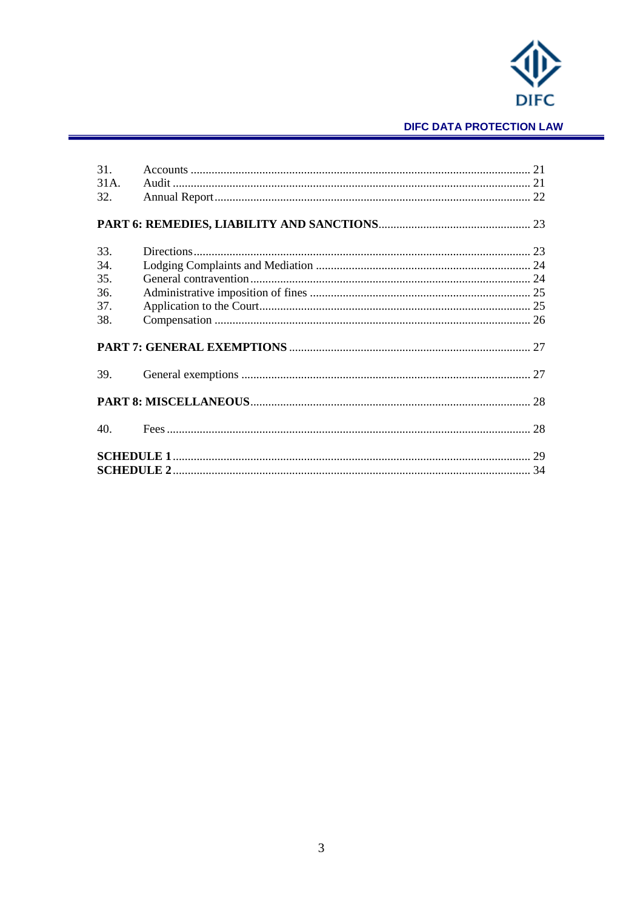| | | |
|---|---|---|
| 31. | Accounts | 21 |
| 31A. | Audit | 21 |
| 32. | Annual Report | 22 |

**PART 6: REMEDIES, LIABILITY AND SANCTIONS** ..... 23

| | | |
|---|---|---|
| 33. | Directions | 23 |
| 34. | Lodging Complaints and Mediation | 24 |
| 35. | General contravention | 24 |
| 36. | Administrative imposition of fines | 25 |
| 37. | Application to the Court | 25 |
| 38. | Compensation | 26 |

**PART 7: GENERAL EXEMPTIONS** ..... 27

| | | |
|---|---|---|
| 39. | General exemptions | 27 |

**PART 8: MISCELLANEOUS** ..... 28

| | | |
|---|---|---|
| 40. | Fees | 28 |

**SCHEDULE 1** ..... 29

**SCHEDULE 2** ..... 34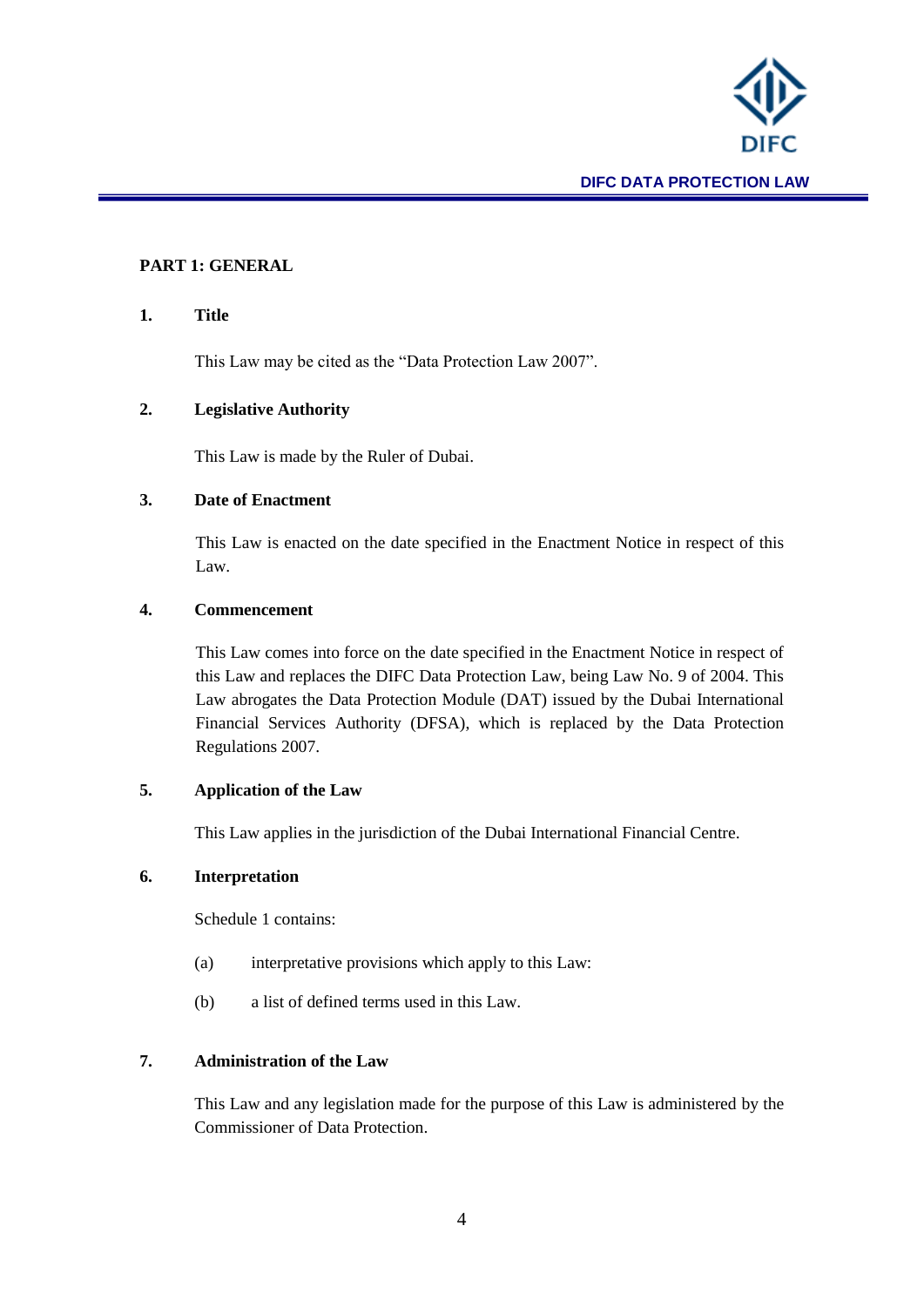## PART 1: GENERAL

### 1. Title

This Law may be cited as the "Data Protection Law 2007".

### 2. Legislative Authority

This Law is made by the Ruler of Dubai.

### 3. Date of Enactment

This Law is enacted on the date specified in the Enactment Notice in respect of this Law.

### 4. Commencement

This Law comes into force on the date specified in the Enactment Notice in respect of this Law and replaces the DIFC Data Protection Law, being Law No. 9 of 2004. This Law abrogates the Data Protection Module (DAT) issued by the Dubai International Financial Services Authority (DFSA), which is replaced by the Data Protection Regulations 2007.

### 5. Application of the Law

This Law applies in the jurisdiction of the Dubai International Financial Centre.

### 6. Interpretation

Schedule 1 contains:

(a) interpretative provisions which apply to this Law:

(b) a list of defined terms used in this Law.

### 7. Administration of the Law

This Law and any legislation made for the purpose of this Law is administered by the Commissioner of Data Protection.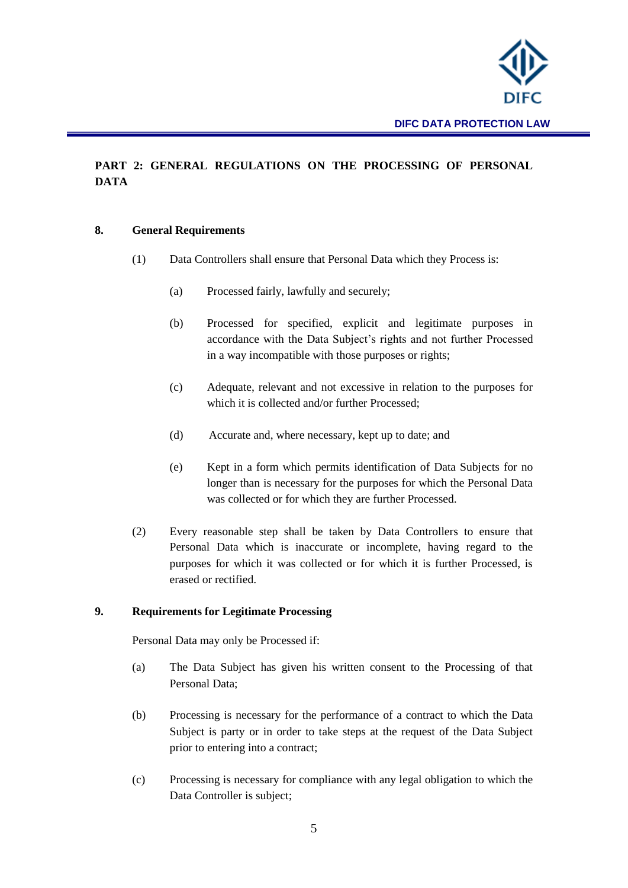## PART 2: GENERAL REGULATIONS ON THE PROCESSING OF PERSONAL DATA

### 8. General Requirements

(1) Data Controllers shall ensure that Personal Data which they Process is:

(a) Processed fairly, lawfully and securely;

(b) Processed for specified, explicit and legitimate purposes in accordance with the Data Subject's rights and not further Processed in a way incompatible with those purposes or rights;

(c) Adequate, relevant and not excessive in relation to the purposes for which it is collected and/or further Processed;

(d) Accurate and, where necessary, kept up to date; and

(e) Kept in a form which permits identification of Data Subjects for no longer than is necessary for the purposes for which the Personal Data was collected or for which they are further Processed.

(2) Every reasonable step shall be taken by Data Controllers to ensure that Personal Data which is inaccurate or incomplete, having regard to the purposes for which it was collected or for which it is further Processed, is erased or rectified.

### 9. Requirements for Legitimate Processing

Personal Data may only be Processed if:

(a) The Data Subject has given his written consent to the Processing of that Personal Data;

(b) Processing is necessary for the performance of a contract to which the Data Subject is party or in order to take steps at the request of the Data Subject prior to entering into a contract;

(c) Processing is necessary for compliance with any legal obligation to which the Data Controller is subject;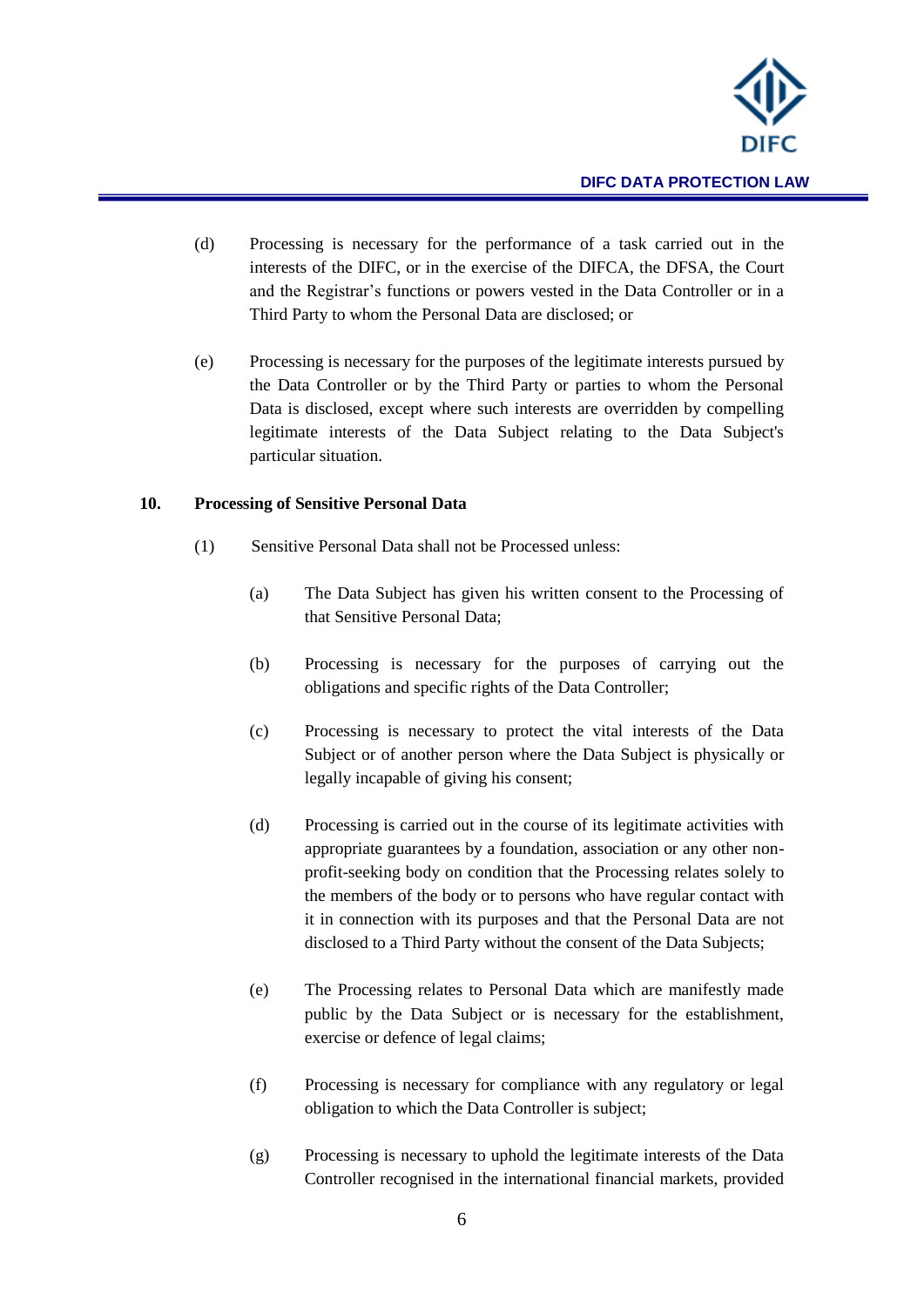(d) Processing is necessary for the performance of a task carried out in the interests of the DIFC, or in the exercise of the DIFCA, the DFSA, the Court and the Registrar's functions or powers vested in the Data Controller or in a Third Party to whom the Personal Data are disclosed; or

(e) Processing is necessary for the purposes of the legitimate interests pursued by the Data Controller or by the Third Party or parties to whom the Personal Data is disclosed, except where such interests are overridden by compelling legitimate interests of the Data Subject relating to the Data Subject's particular situation.

**10. Processing of Sensitive Personal Data**

(1) Sensitive Personal Data shall not be Processed unless:

(a) The Data Subject has given his written consent to the Processing of that Sensitive Personal Data;

(b) Processing is necessary for the purposes of carrying out the obligations and specific rights of the Data Controller;

(c) Processing is necessary to protect the vital interests of the Data Subject or of another person where the Data Subject is physically or legally incapable of giving his consent;

(d) Processing is carried out in the course of its legitimate activities with appropriate guarantees by a foundation, association or any other non-profit-seeking body on condition that the Processing relates solely to the members of the body or to persons who have regular contact with it in connection with its purposes and that the Personal Data are not disclosed to a Third Party without the consent of the Data Subjects;

(e) The Processing relates to Personal Data which are manifestly made public by the Data Subject or is necessary for the establishment, exercise or defence of legal claims;

(f) Processing is necessary for compliance with any regulatory or legal obligation to which the Data Controller is subject;

(g) Processing is necessary to uphold the legitimate interests of the Data Controller recognised in the international financial markets, provided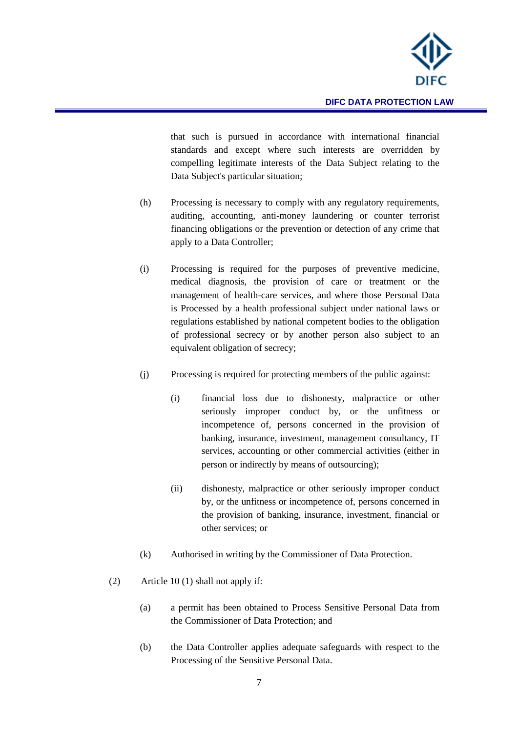that such is pursued in accordance with international financial standards and except where such interests are overridden by compelling legitimate interests of the Data Subject relating to the Data Subject's particular situation;

(h) Processing is necessary to comply with any regulatory requirements, auditing, accounting, anti-money laundering or counter terrorist financing obligations or the prevention or detection of any crime that apply to a Data Controller;

(i) Processing is required for the purposes of preventive medicine, medical diagnosis, the provision of care or treatment or the management of health-care services, and where those Personal Data is Processed by a health professional subject under national laws or regulations established by national competent bodies to the obligation of professional secrecy or by another person also subject to an equivalent obligation of secrecy;

(j) Processing is required for protecting members of the public against:

   (i) financial loss due to dishonesty, malpractice or other seriously improper conduct by, or the unfitness or incompetence of, persons concerned in the provision of banking, insurance, investment, management consultancy, IT services, accounting or other commercial activities (either in person or indirectly by means of outsourcing);

   (ii) dishonesty, malpractice or other seriously improper conduct by, or the unfitness or incompetence of, persons concerned in the provision of banking, insurance, investment, financial or other services; or

(k) Authorised in writing by the Commissioner of Data Protection.

(2) Article 10 (1) shall not apply if:

(a) a permit has been obtained to Process Sensitive Personal Data from the Commissioner of Data Protection; and

(b) the Data Controller applies adequate safeguards with respect to the Processing of the Sensitive Personal Data.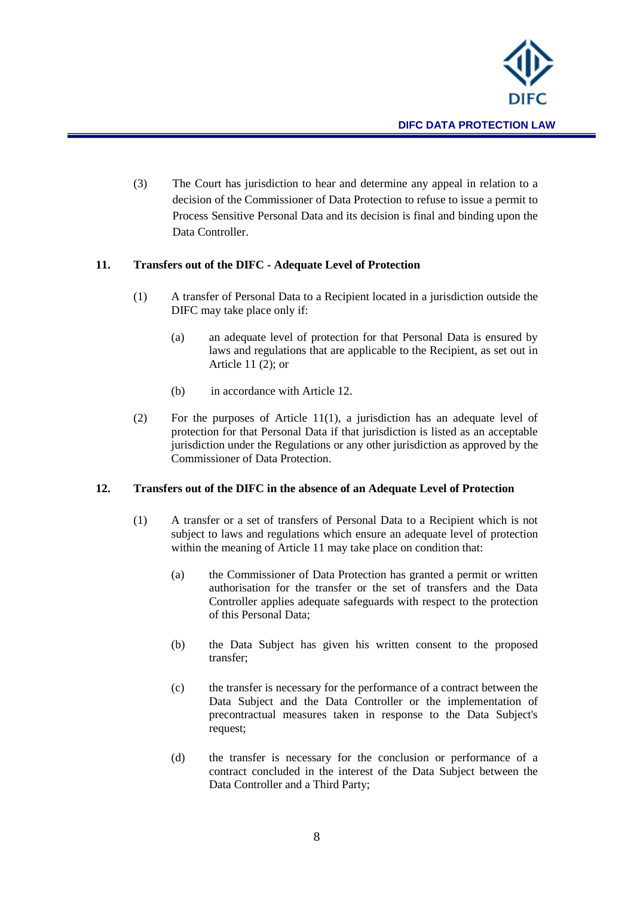(3) The Court has jurisdiction to hear and determine any appeal in relation to a decision of the Commissioner of Data Protection to refuse to issue a permit to Process Sensitive Personal Data and its decision is final and binding upon the Data Controller.

**11. Transfers out of the DIFC - Adequate Level of Protection**

(1) A transfer of Personal Data to a Recipient located in a jurisdiction outside the DIFC may take place only if:

(a) an adequate level of protection for that Personal Data is ensured by laws and regulations that are applicable to the Recipient, as set out in Article 11 (2); or

(b) in accordance with Article 12.

(2) For the purposes of Article 11(1), a jurisdiction has an adequate level of protection for that Personal Data if that jurisdiction is listed as an acceptable jurisdiction under the Regulations or any other jurisdiction as approved by the Commissioner of Data Protection.

**12. Transfers out of the DIFC in the absence of an Adequate Level of Protection**

(1) A transfer or a set of transfers of Personal Data to a Recipient which is not subject to laws and regulations which ensure an adequate level of protection within the meaning of Article 11 may take place on condition that:

(a) the Commissioner of Data Protection has granted a permit or written authorisation for the transfer or the set of transfers and the Data Controller applies adequate safeguards with respect to the protection of this Personal Data;

(b) the Data Subject has given his written consent to the proposed transfer;

(c) the transfer is necessary for the performance of a contract between the Data Subject and the Data Controller or the implementation of precontractual measures taken in response to the Data Subject's request;

(d) the transfer is necessary for the conclusion or performance of a contract concluded in the interest of the Data Subject between the Data Controller and a Third Party;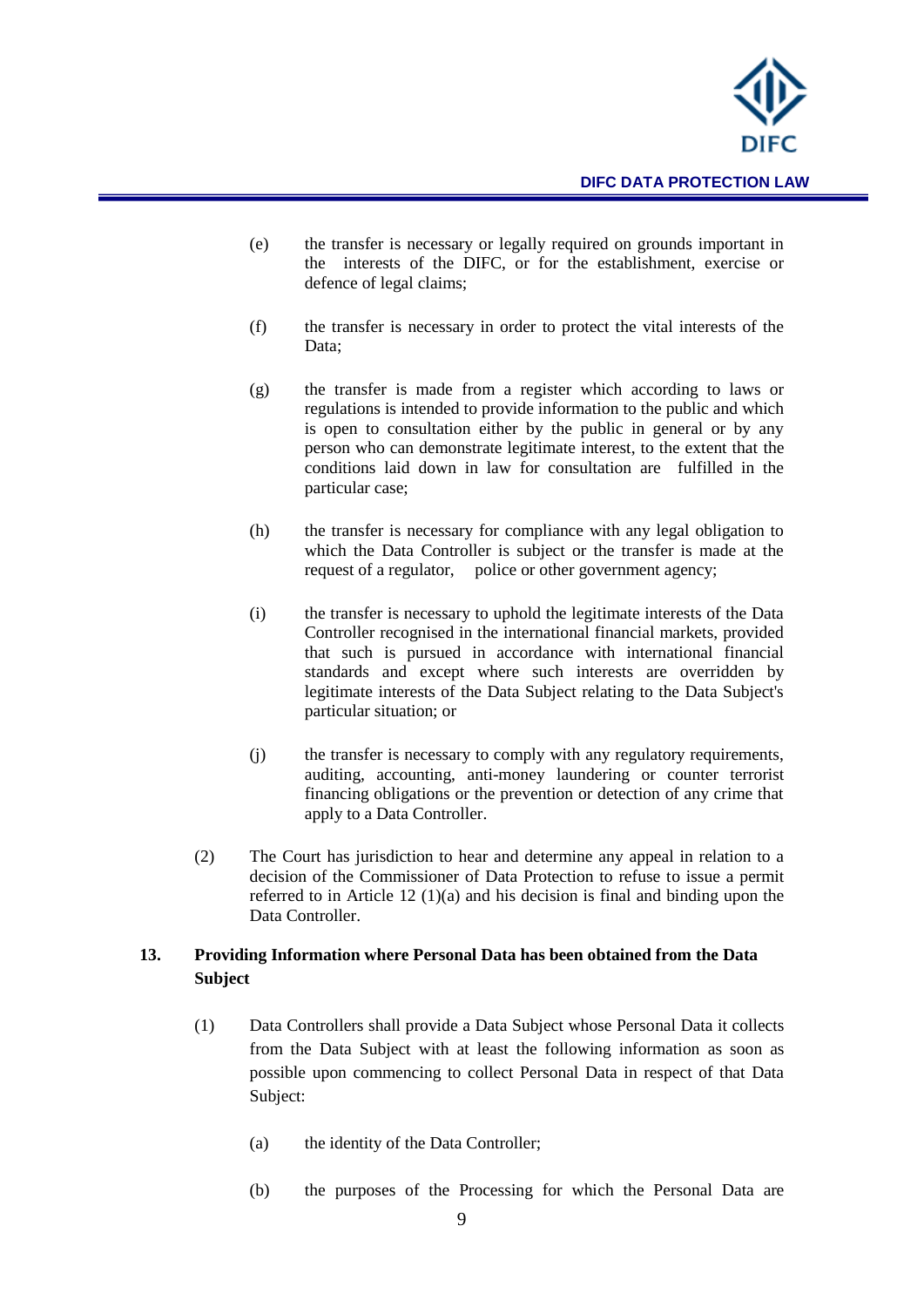(e) the transfer is necessary or legally required on grounds important in the interests of the DIFC, or for the establishment, exercise or defence of legal claims;

(f) the transfer is necessary in order to protect the vital interests of the Data;

(g) the transfer is made from a register which according to laws or regulations is intended to provide information to the public and which is open to consultation either by the public in general or by any person who can demonstrate legitimate interest, to the extent that the conditions laid down in law for consultation are fulfilled in the particular case;

(h) the transfer is necessary for compliance with any legal obligation to which the Data Controller is subject or the transfer is made at the request of a regulator, police or other government agency;

(i) the transfer is necessary to uphold the legitimate interests of the Data Controller recognised in the international financial markets, provided that such is pursued in accordance with international financial standards and except where such interests are overridden by legitimate interests of the Data Subject relating to the Data Subject's particular situation; or

(j) the transfer is necessary to comply with any regulatory requirements, auditing, accounting, anti-money laundering or counter terrorist financing obligations or the prevention or detection of any crime that apply to a Data Controller.

(2) The Court has jurisdiction to hear and determine any appeal in relation to a decision of the Commissioner of Data Protection to refuse to issue a permit referred to in Article 12 (1)(a) and his decision is final and binding upon the Data Controller.

## 13. Providing Information where Personal Data has been obtained from the Data Subject

(1) Data Controllers shall provide a Data Subject whose Personal Data it collects from the Data Subject with at least the following information as soon as possible upon commencing to collect Personal Data in respect of that Data Subject:

(a) the identity of the Data Controller;

(b) the purposes of the Processing for which the Personal Data are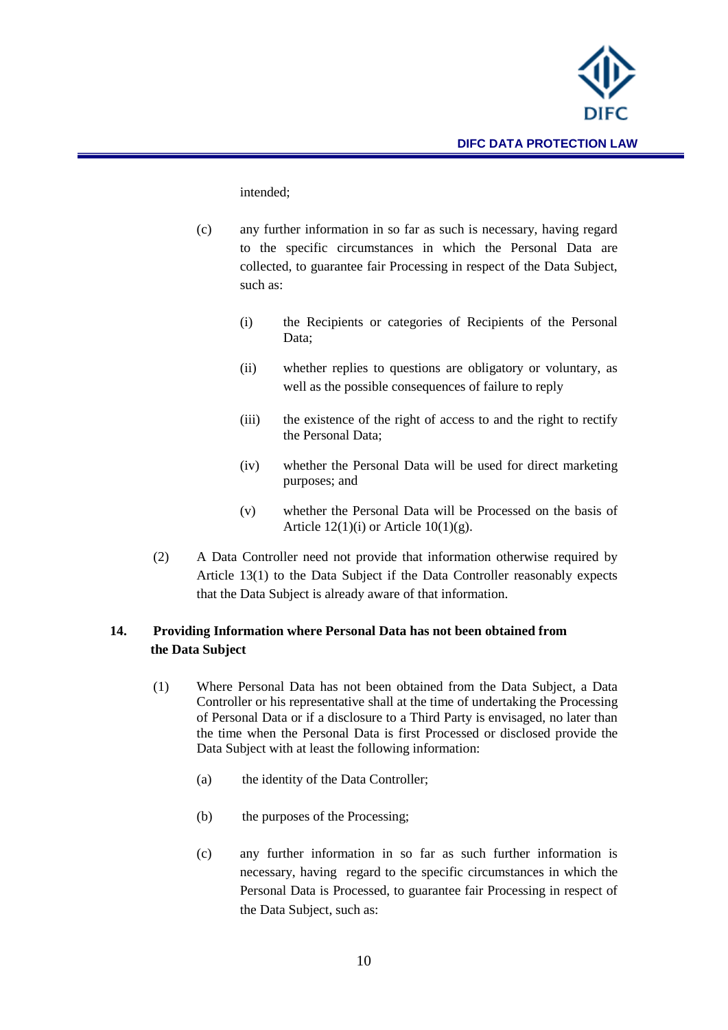intended;

(c) any further information in so far as such is necessary, having regard to the specific circumstances in which the Personal Data are collected, to guarantee fair Processing in respect of the Data Subject, such as:

(i) the Recipients or categories of Recipients of the Personal Data;

(ii) whether replies to questions are obligatory or voluntary, as well as the possible consequences of failure to reply

(iii) the existence of the right of access to and the right to rectify the Personal Data;

(iv) whether the Personal Data will be used for direct marketing purposes; and

(v) whether the Personal Data will be Processed on the basis of Article 12(1)(i) or Article 10(1)(g).

(2) A Data Controller need not provide that information otherwise required by Article 13(1) to the Data Subject if the Data Controller reasonably expects that the Data Subject is already aware of that information.

## 14. Providing Information where Personal Data has not been obtained from the Data Subject

(1) Where Personal Data has not been obtained from the Data Subject, a Data Controller or his representative shall at the time of undertaking the Processing of Personal Data or if a disclosure to a Third Party is envisaged, no later than the time when the Personal Data is first Processed or disclosed provide the Data Subject with at least the following information:

(a) the identity of the Data Controller;

(b) the purposes of the Processing;

(c) any further information in so far as such further information is necessary, having regard to the specific circumstances in which the Personal Data is Processed, to guarantee fair Processing in respect of the Data Subject, such as: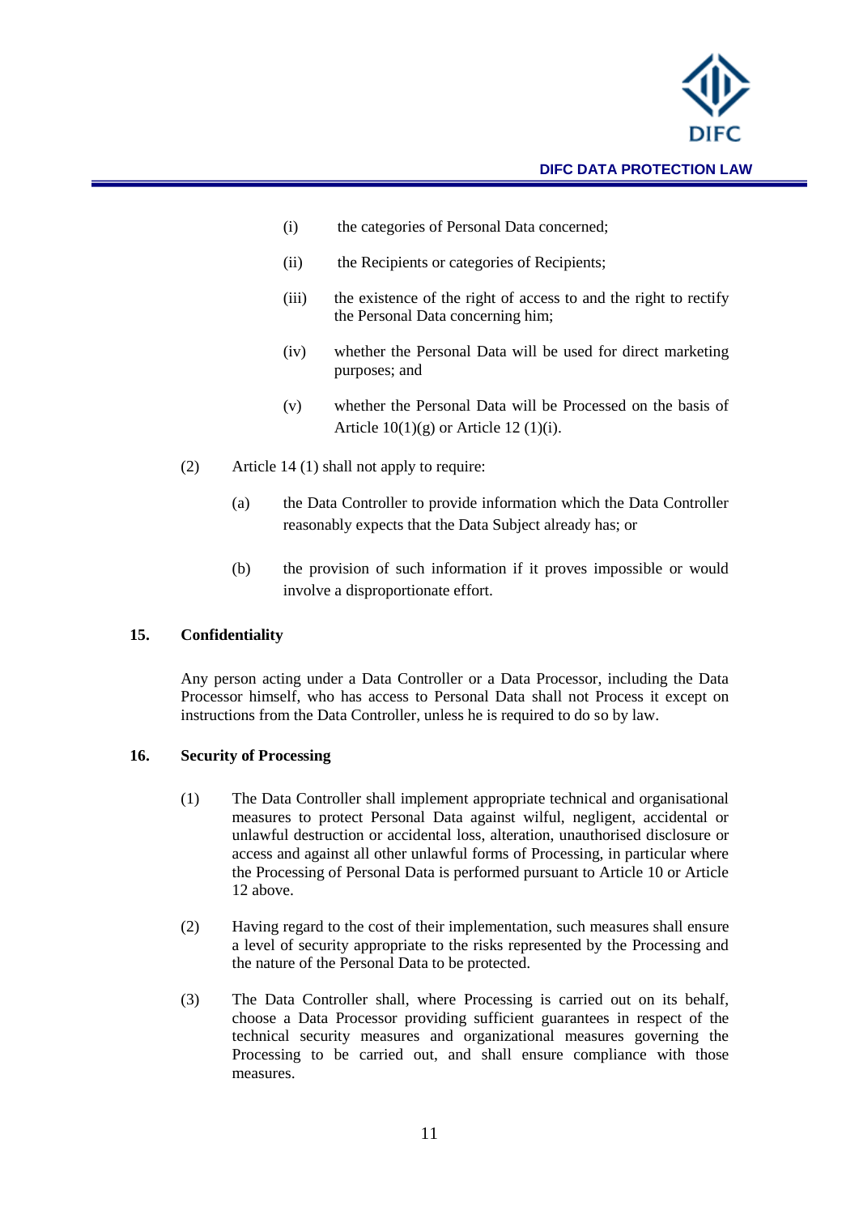(i) the categories of Personal Data concerned;

(ii) the Recipients or categories of Recipients;

(iii) the existence of the right of access to and the right to rectify the Personal Data concerning him;

(iv) whether the Personal Data will be used for direct marketing purposes; and

(v) whether the Personal Data will be Processed on the basis of Article 10(1)(g) or Article 12 (1)(i).

(2) Article 14 (1) shall not apply to require:

(a) the Data Controller to provide information which the Data Controller reasonably expects that the Data Subject already has; or

(b) the provision of such information if it proves impossible or would involve a disproportionate effort.

**15. Confidentiality**

Any person acting under a Data Controller or a Data Processor, including the Data Processor himself, who has access to Personal Data shall not Process it except on instructions from the Data Controller, unless he is required to do so by law.

**16. Security of Processing**

(1) The Data Controller shall implement appropriate technical and organisational measures to protect Personal Data against wilful, negligent, accidental or unlawful destruction or accidental loss, alteration, unauthorised disclosure or access and against all other unlawful forms of Processing, in particular where the Processing of Personal Data is performed pursuant to Article 10 or Article 12 above.

(2) Having regard to the cost of their implementation, such measures shall ensure a level of security appropriate to the risks represented by the Processing and the nature of the Personal Data to be protected.

(3) The Data Controller shall, where Processing is carried out on its behalf, choose a Data Processor providing sufficient guarantees in respect of the technical security measures and organizational measures governing the Processing to be carried out, and shall ensure compliance with those measures.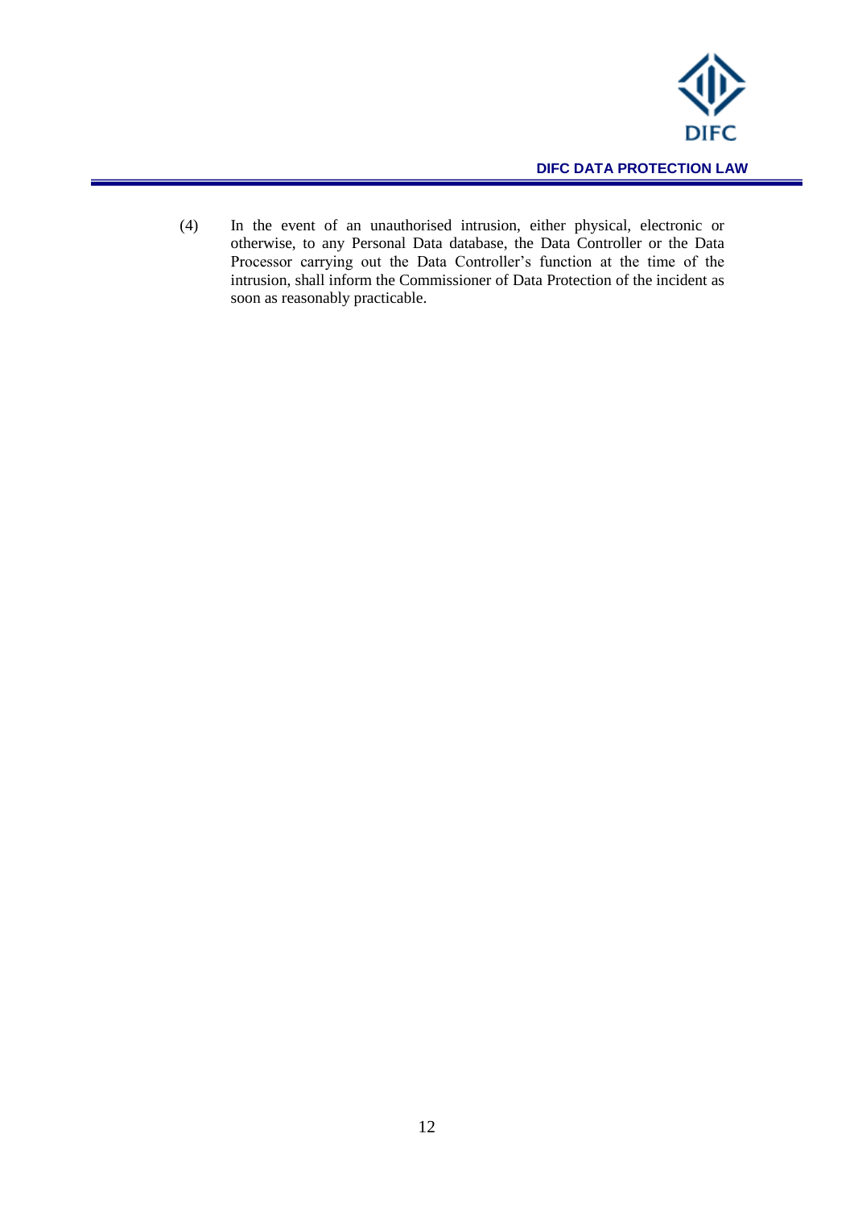(4) In the event of an unauthorised intrusion, either physical, electronic or otherwise, to any Personal Data database, the Data Controller or the Data Processor carrying out the Data Controller's function at the time of the intrusion, shall inform the Commissioner of Data Protection of the incident as soon as reasonably practicable.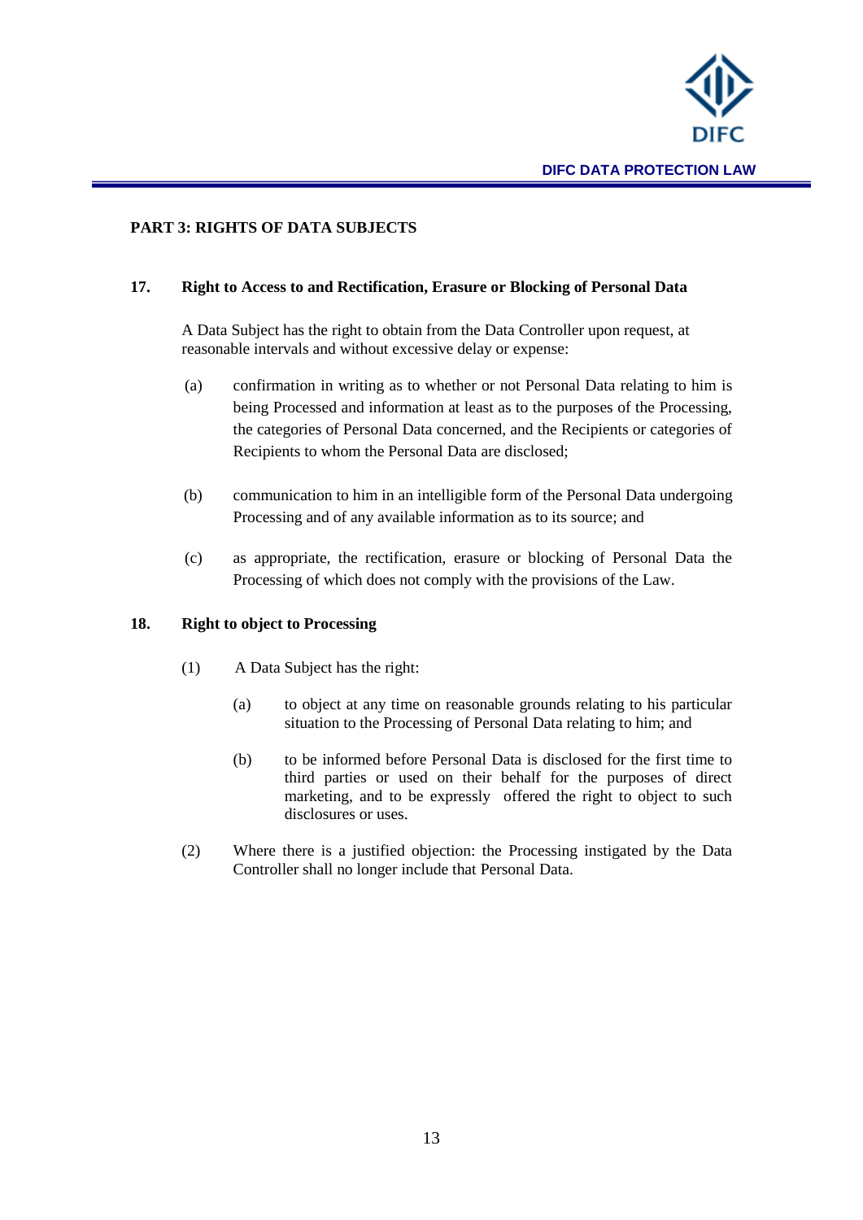## PART 3: RIGHTS OF DATA SUBJECTS

### 17. Right to Access to and Rectification, Erasure or Blocking of Personal Data

A Data Subject has the right to obtain from the Data Controller upon request, at reasonable intervals and without excessive delay or expense:

(a) confirmation in writing as to whether or not Personal Data relating to him is being Processed and information at least as to the purposes of the Processing, the categories of Personal Data concerned, and the Recipients or categories of Recipients to whom the Personal Data are disclosed;

(b) communication to him in an intelligible form of the Personal Data undergoing Processing and of any available information as to its source; and

(c) as appropriate, the rectification, erasure or blocking of Personal Data the Processing of which does not comply with the provisions of the Law.

### 18. Right to object to Processing

(1) A Data Subject has the right:

(a) to object at any time on reasonable grounds relating to his particular situation to the Processing of Personal Data relating to him; and

(b) to be informed before Personal Data is disclosed for the first time to third parties or used on their behalf for the purposes of direct marketing, and to be expressly offered the right to object to such disclosures or uses.

(2) Where there is a justified objection: the Processing instigated by the Data Controller shall no longer include that Personal Data.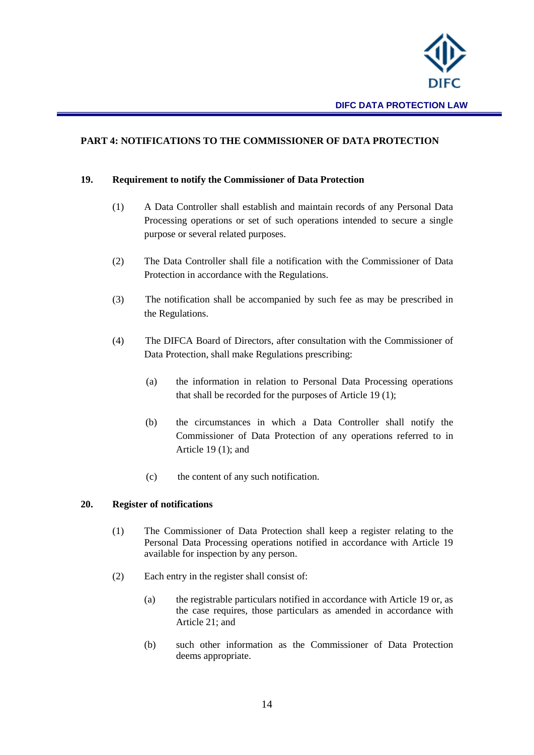## PART 4: NOTIFICATIONS TO THE COMMISSIONER OF DATA PROTECTION

### 19. Requirement to notify the Commissioner of Data Protection

(1) A Data Controller shall establish and maintain records of any Personal Data Processing operations or set of such operations intended to secure a single purpose or several related purposes.

(2) The Data Controller shall file a notification with the Commissioner of Data Protection in accordance with the Regulations.

(3) The notification shall be accompanied by such fee as may be prescribed in the Regulations.

(4) The DIFCA Board of Directors, after consultation with the Commissioner of Data Protection, shall make Regulations prescribing:

- (a) the information in relation to Personal Data Processing operations that shall be recorded for the purposes of Article 19 (1);
- (b) the circumstances in which a Data Controller shall notify the Commissioner of Data Protection of any operations referred to in Article 19 (1); and
- (c) the content of any such notification.

### 20. Register of notifications

(1) The Commissioner of Data Protection shall keep a register relating to the Personal Data Processing operations notified in accordance with Article 19 available for inspection by any person.

(2) Each entry in the register shall consist of:

- (a) the registrable particulars notified in accordance with Article 19 or, as the case requires, those particulars as amended in accordance with Article 21; and
- (b) such other information as the Commissioner of Data Protection deems appropriate.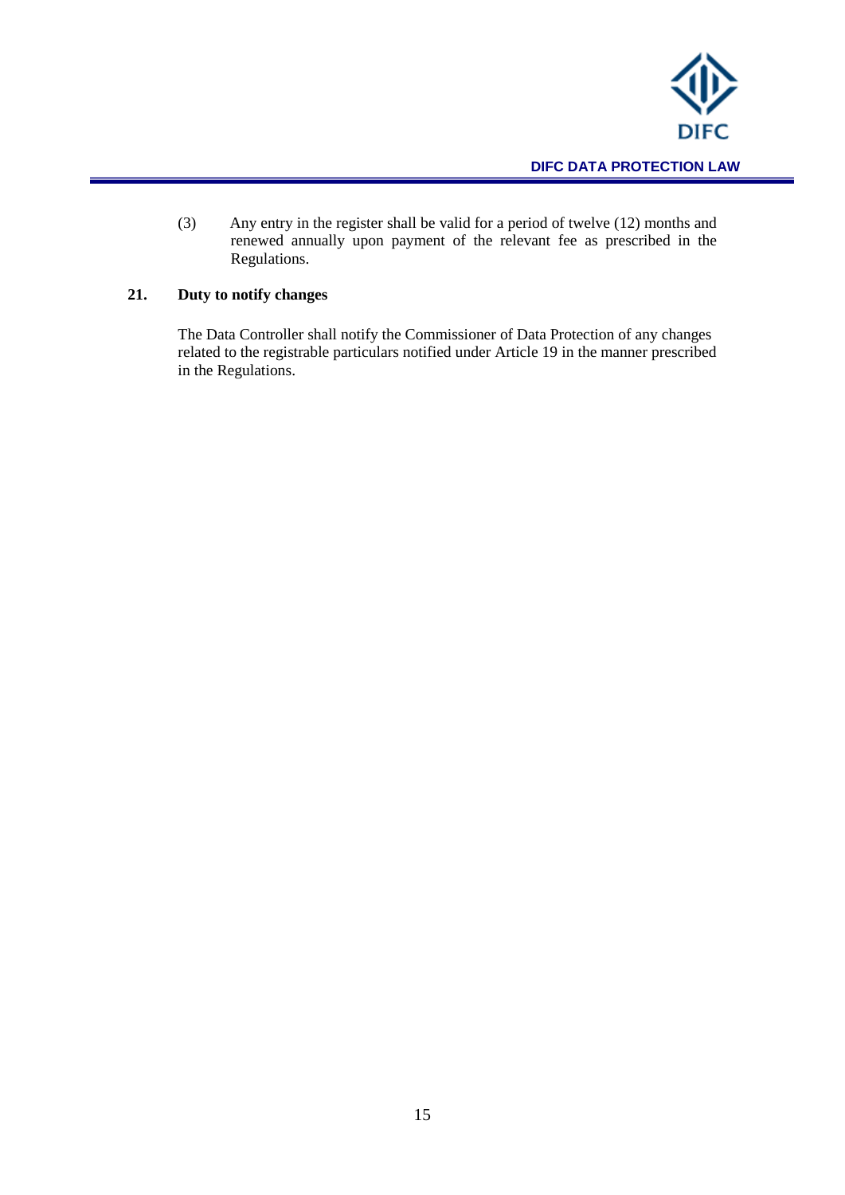(3) Any entry in the register shall be valid for a period of twelve (12) months and renewed annually upon payment of the relevant fee as prescribed in the Regulations.

## 21. Duty to notify changes

The Data Controller shall notify the Commissioner of Data Protection of any changes related to the registrable particulars notified under Article 19 in the manner prescribed in the Regulations.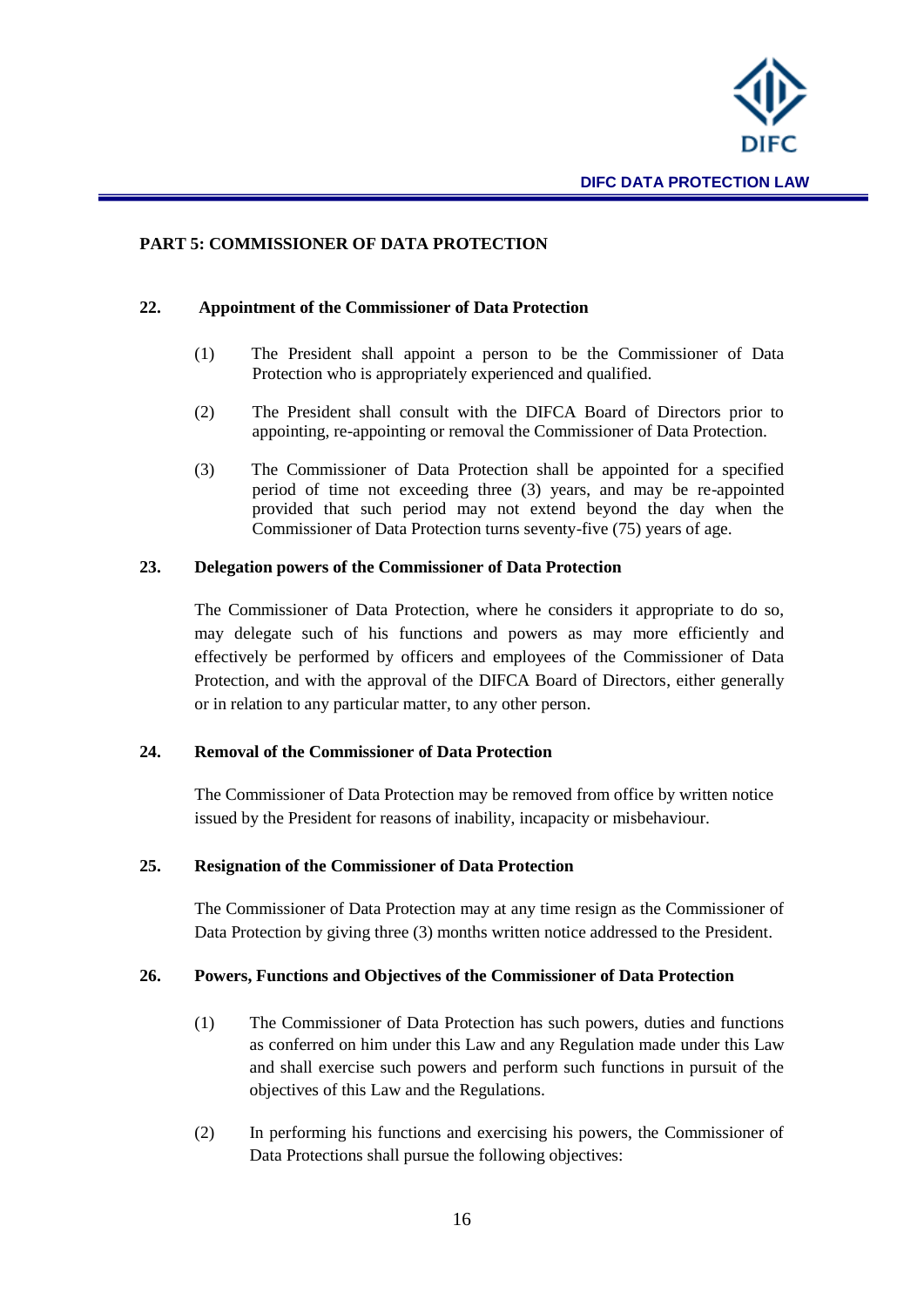## PART 5: COMMISSIONER OF DATA PROTECTION

### 22. Appointment of the Commissioner of Data Protection

(1) The President shall appoint a person to be the Commissioner of Data Protection who is appropriately experienced and qualified.

(2) The President shall consult with the DIFCA Board of Directors prior to appointing, re-appointing or removal the Commissioner of Data Protection.

(3) The Commissioner of Data Protection shall be appointed for a specified period of time not exceeding three (3) years, and may be re-appointed provided that such period may not extend beyond the day when the Commissioner of Data Protection turns seventy-five (75) years of age.

### 23. Delegation powers of the Commissioner of Data Protection

The Commissioner of Data Protection, where he considers it appropriate to do so, may delegate such of his functions and powers as may more efficiently and effectively be performed by officers and employees of the Commissioner of Data Protection, and with the approval of the DIFCA Board of Directors, either generally or in relation to any particular matter, to any other person.

### 24. Removal of the Commissioner of Data Protection

The Commissioner of Data Protection may be removed from office by written notice issued by the President for reasons of inability, incapacity or misbehaviour.

### 25. Resignation of the Commissioner of Data Protection

The Commissioner of Data Protection may at any time resign as the Commissioner of Data Protection by giving three (3) months written notice addressed to the President.

### 26. Powers, Functions and Objectives of the Commissioner of Data Protection

(1) The Commissioner of Data Protection has such powers, duties and functions as conferred on him under this Law and any Regulation made under this Law and shall exercise such powers and perform such functions in pursuit of the objectives of this Law and the Regulations.

(2) In performing his functions and exercising his powers, the Commissioner of Data Protections shall pursue the following objectives: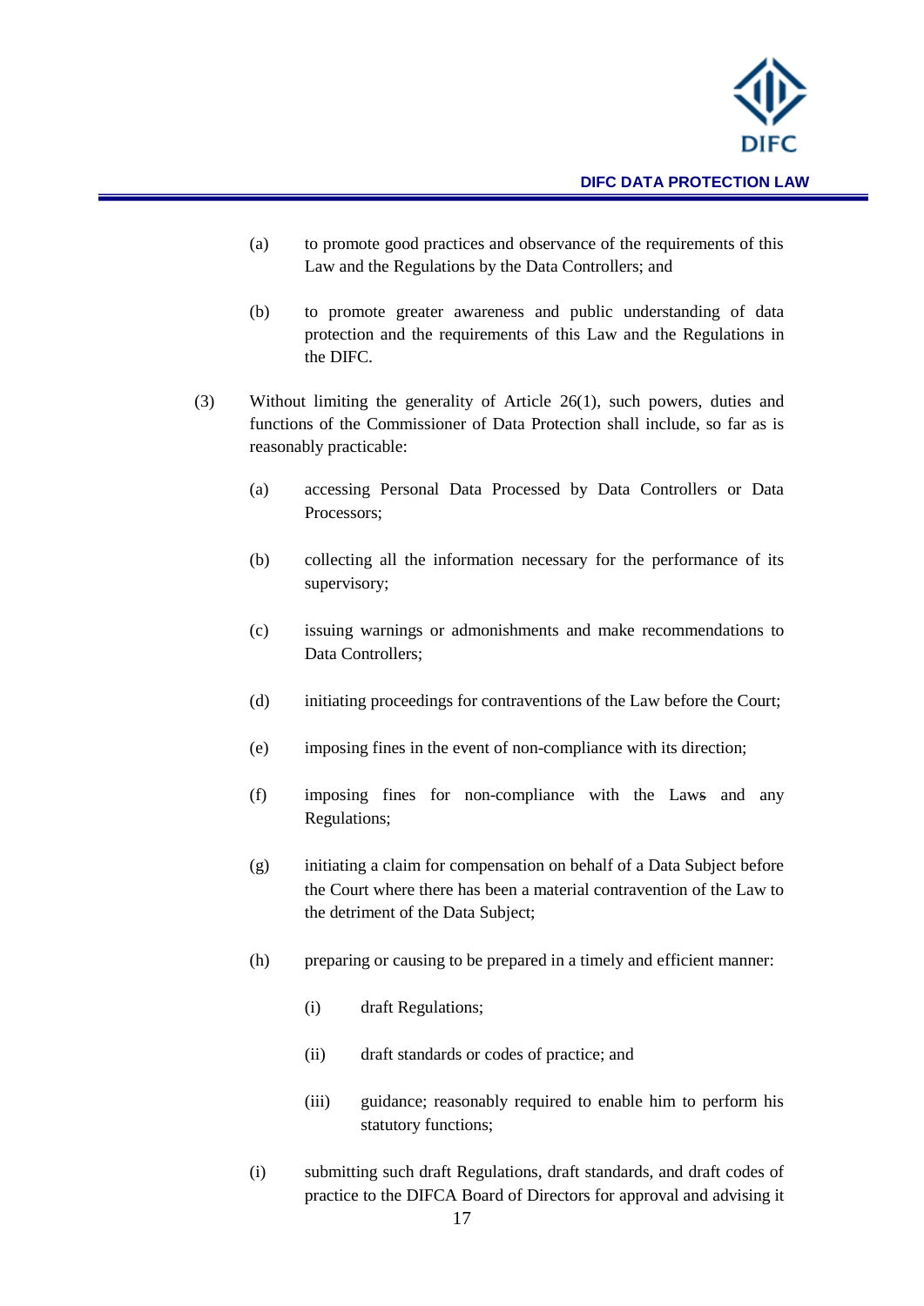(a) to promote good practices and observance of the requirements of this Law and the Regulations by the Data Controllers; and

(b) to promote greater awareness and public understanding of data protection and the requirements of this Law and the Regulations in the DIFC.

(3) Without limiting the generality of Article 26(1), such powers, duties and functions of the Commissioner of Data Protection shall include, so far as is reasonably practicable:

(a) accessing Personal Data Processed by Data Controllers or Data Processors;

(b) collecting all the information necessary for the performance of its supervisory;

(c) issuing warnings or admonishments and make recommendations to Data Controllers;

(d) initiating proceedings for contraventions of the Law before the Court;

(e) imposing fines in the event of non-compliance with its direction;

(f) imposing fines for non-compliance with the Laws and any Regulations;

(g) initiating a claim for compensation on behalf of a Data Subject before the Court where there has been a material contravention of the Law to the detriment of the Data Subject;

(h) preparing or causing to be prepared in a timely and efficient manner:

(i) draft Regulations;

(ii) draft standards or codes of practice; and

(iii) guidance; reasonably required to enable him to perform his statutory functions;

(i) submitting such draft Regulations, draft standards, and draft codes of practice to the DIFCA Board of Directors for approval and advising it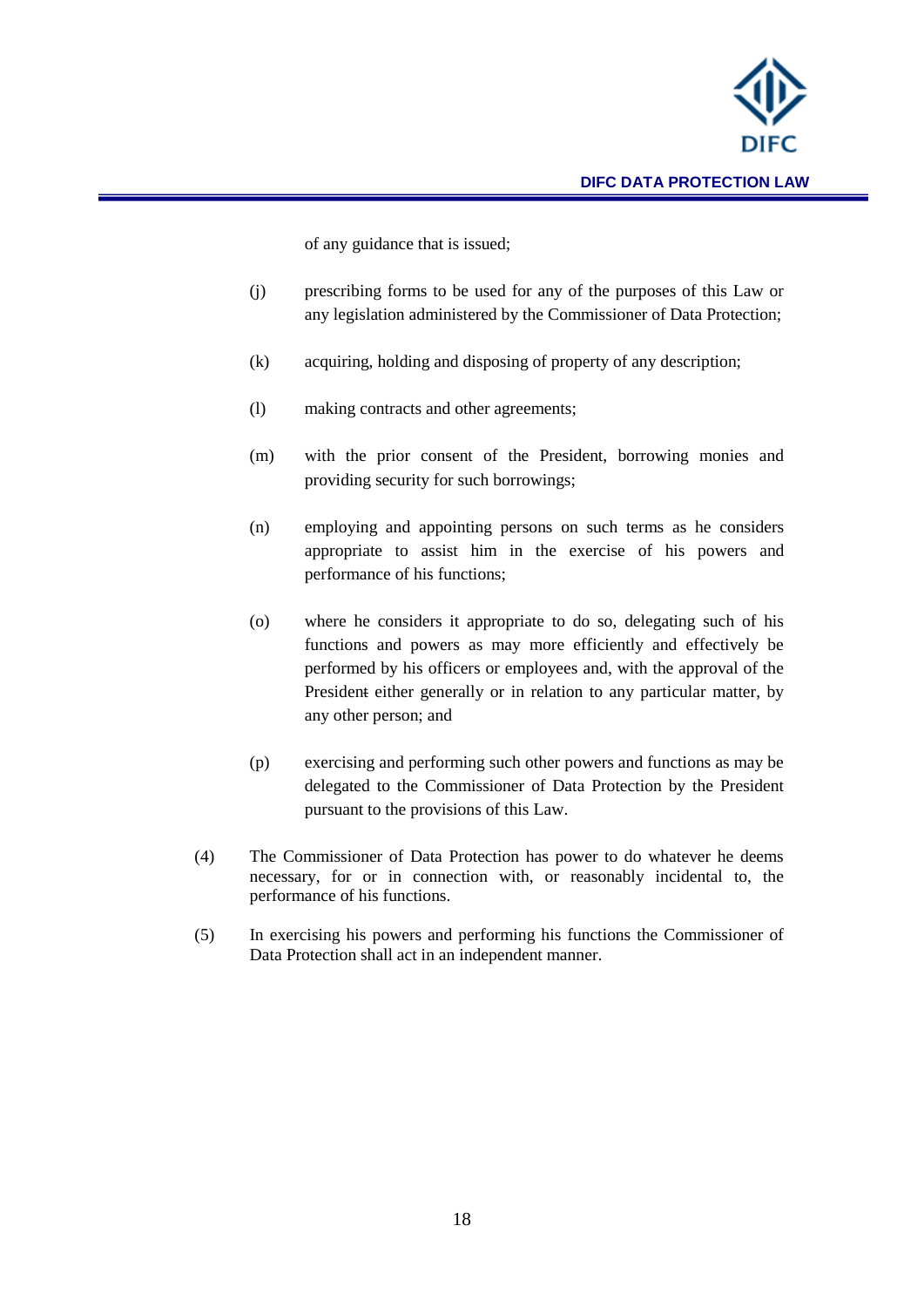of any guidance that is issued;

(j) prescribing forms to be used for any of the purposes of this Law or any legislation administered by the Commissioner of Data Protection;

(k) acquiring, holding and disposing of property of any description;

(l) making contracts and other agreements;

(m) with the prior consent of the President, borrowing monies and providing security for such borrowings;

(n) employing and appointing persons on such terms as he considers appropriate to assist him in the exercise of his powers and performance of his functions;

(o) where he considers it appropriate to do so, delegating such of his functions and powers as may more efficiently and effectively be performed by his officers or employees and, with the approval of the President either generally or in relation to any particular matter, by any other person; and

(p) exercising and performing such other powers and functions as may be delegated to the Commissioner of Data Protection by the President pursuant to the provisions of this Law.

(4) The Commissioner of Data Protection has power to do whatever he deems necessary, for or in connection with, or reasonably incidental to, the performance of his functions.

(5) In exercising his powers and performing his functions the Commissioner of Data Protection shall act in an independent manner.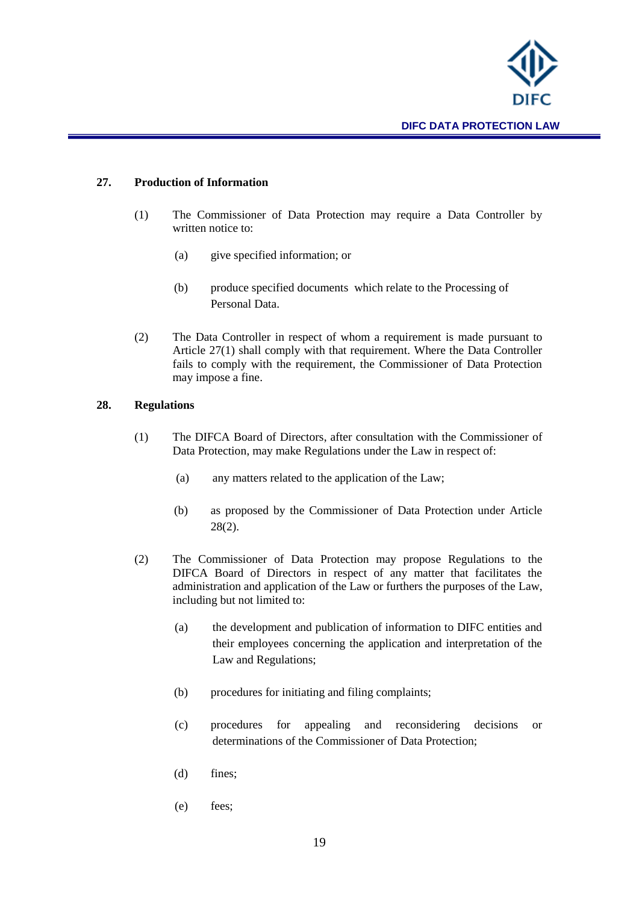## 27. Production of Information

(1) The Commissioner of Data Protection may require a Data Controller by written notice to:

(a) give specified information; or

(b) produce specified documents which relate to the Processing of Personal Data.

(2) The Data Controller in respect of whom a requirement is made pursuant to Article 27(1) shall comply with that requirement. Where the Data Controller fails to comply with the requirement, the Commissioner of Data Protection may impose a fine.

## 28. Regulations

(1) The DIFCA Board of Directors, after consultation with the Commissioner of Data Protection, may make Regulations under the Law in respect of:

(a) any matters related to the application of the Law;

(b) as proposed by the Commissioner of Data Protection under Article 28(2).

(2) The Commissioner of Data Protection may propose Regulations to the DIFCA Board of Directors in respect of any matter that facilitates the administration and application of the Law or furthers the purposes of the Law, including but not limited to:

(a) the development and publication of information to DIFC entities and their employees concerning the application and interpretation of the Law and Regulations;

(b) procedures for initiating and filing complaints;

(c) procedures for appealing and reconsidering decisions or determinations of the Commissioner of Data Protection;

(d) fines;

(e) fees;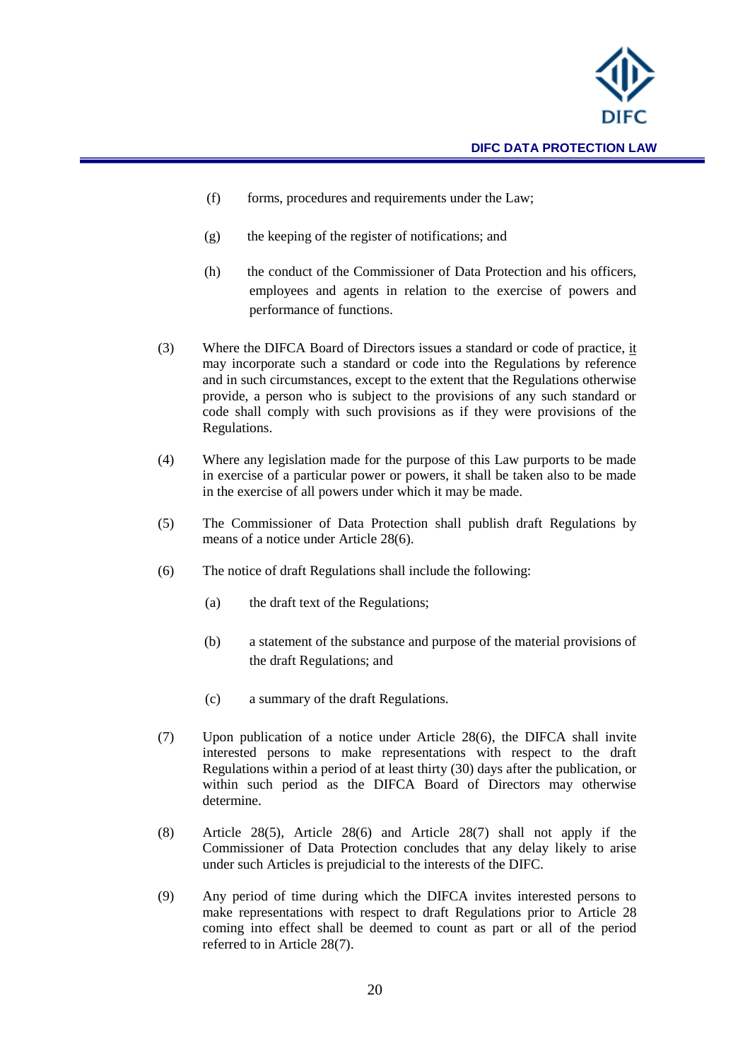(f) forms, procedures and requirements under the Law;

(g) the keeping of the register of notifications; and

(h) the conduct of the Commissioner of Data Protection and his officers, employees and agents in relation to the exercise of powers and performance of functions.

(3) Where the DIFCA Board of Directors issues a standard or code of practice, it may incorporate such a standard or code into the Regulations by reference and in such circumstances, except to the extent that the Regulations otherwise provide, a person who is subject to the provisions of any such standard or code shall comply with such provisions as if they were provisions of the Regulations.

(4) Where any legislation made for the purpose of this Law purports to be made in exercise of a particular power or powers, it shall be taken also to be made in the exercise of all powers under which it may be made.

(5) The Commissioner of Data Protection shall publish draft Regulations by means of a notice under Article 28(6).

(6) The notice of draft Regulations shall include the following:

(a) the draft text of the Regulations;

(b) a statement of the substance and purpose of the material provisions of the draft Regulations; and

(c) a summary of the draft Regulations.

(7) Upon publication of a notice under Article 28(6), the DIFCA shall invite interested persons to make representations with respect to the draft Regulations within a period of at least thirty (30) days after the publication, or within such period as the DIFCA Board of Directors may otherwise determine.

(8) Article 28(5), Article 28(6) and Article 28(7) shall not apply if the Commissioner of Data Protection concludes that any delay likely to arise under such Articles is prejudicial to the interests of the DIFC.

(9) Any period of time during which the DIFCA invites interested persons to make representations with respect to draft Regulations prior to Article 28 coming into effect shall be deemed to count as part or all of the period referred to in Article 28(7).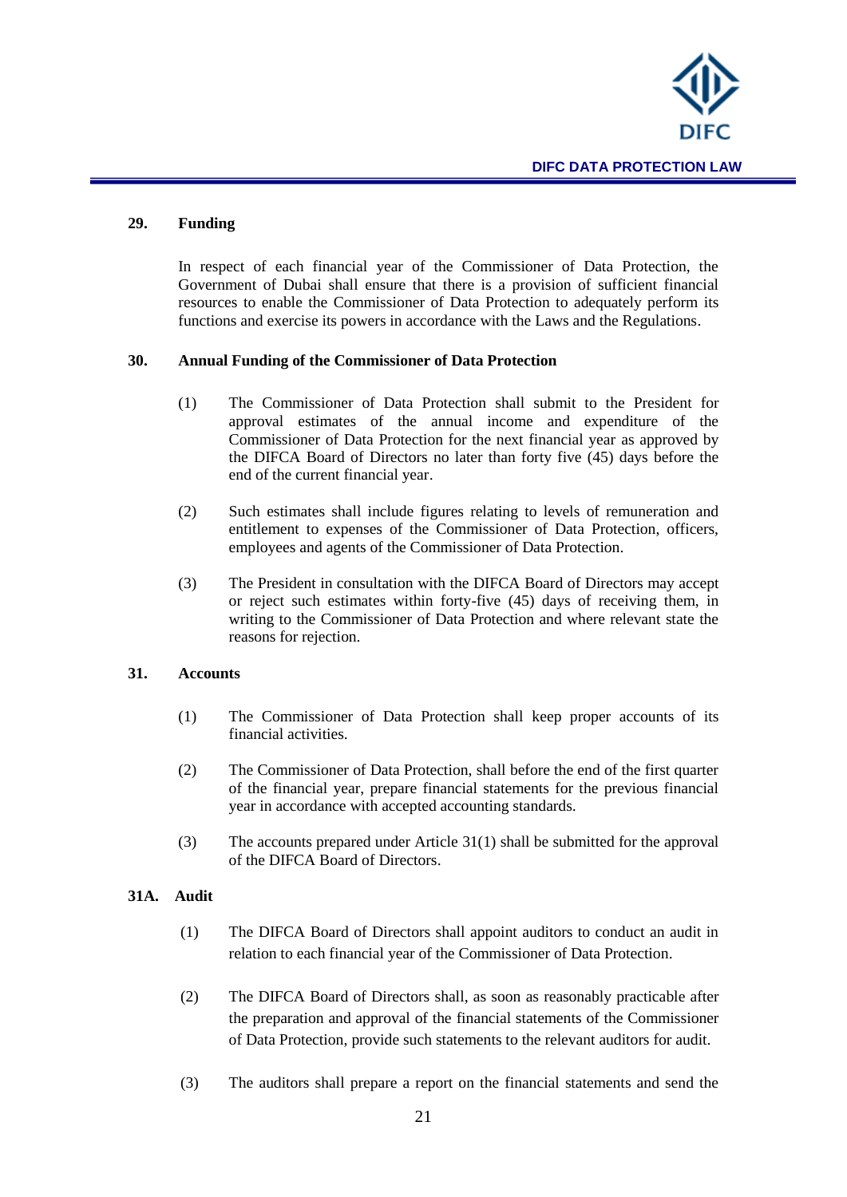### 29. Funding

In respect of each financial year of the Commissioner of Data Protection, the Government of Dubai shall ensure that there is a provision of sufficient financial resources to enable the Commissioner of Data Protection to adequately perform its functions and exercise its powers in accordance with the Laws and the Regulations.

### 30. Annual Funding of the Commissioner of Data Protection

(1) The Commissioner of Data Protection shall submit to the President for approval estimates of the annual income and expenditure of the Commissioner of Data Protection for the next financial year as approved by the DIFCA Board of Directors no later than forty five (45) days before the end of the current financial year.

(2) Such estimates shall include figures relating to levels of remuneration and entitlement to expenses of the Commissioner of Data Protection, officers, employees and agents of the Commissioner of Data Protection.

(3) The President in consultation with the DIFCA Board of Directors may accept or reject such estimates within forty-five (45) days of receiving them, in writing to the Commissioner of Data Protection and where relevant state the reasons for rejection.

### 31. Accounts

(1) The Commissioner of Data Protection shall keep proper accounts of its financial activities.

(2) The Commissioner of Data Protection, shall before the end of the first quarter of the financial year, prepare financial statements for the previous financial year in accordance with accepted accounting standards.

(3) The accounts prepared under Article 31(1) shall be submitted for the approval of the DIFCA Board of Directors.

### 31A. Audit

(1) The DIFCA Board of Directors shall appoint auditors to conduct an audit in relation to each financial year of the Commissioner of Data Protection.

(2) The DIFCA Board of Directors shall, as soon as reasonably practicable after the preparation and approval of the financial statements of the Commissioner of Data Protection, provide such statements to the relevant auditors for audit.

(3) The auditors shall prepare a report on the financial statements and send the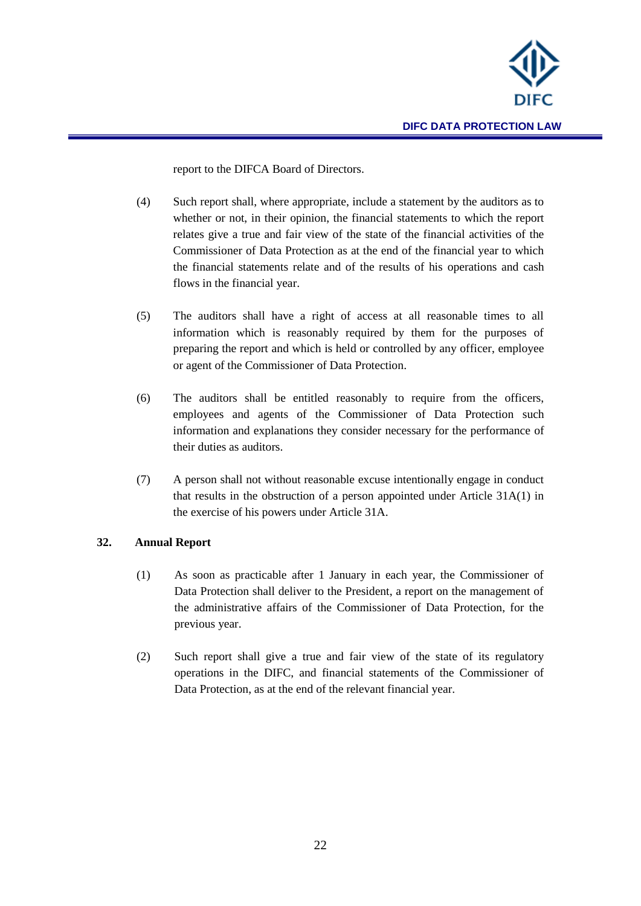report to the DIFCA Board of Directors.

(4) Such report shall, where appropriate, include a statement by the auditors as to whether or not, in their opinion, the financial statements to which the report relates give a true and fair view of the state of the financial activities of the Commissioner of Data Protection as at the end of the financial year to which the financial statements relate and of the results of his operations and cash flows in the financial year.

(5) The auditors shall have a right of access at all reasonable times to all information which is reasonably required by them for the purposes of preparing the report and which is held or controlled by any officer, employee or agent of the Commissioner of Data Protection.

(6) The auditors shall be entitled reasonably to require from the officers, employees and agents of the Commissioner of Data Protection such information and explanations they consider necessary for the performance of their duties as auditors.

(7) A person shall not without reasonable excuse intentionally engage in conduct that results in the obstruction of a person appointed under Article 31A(1) in the exercise of his powers under Article 31A.

## 32. Annual Report

(1) As soon as practicable after 1 January in each year, the Commissioner of Data Protection shall deliver to the President, a report on the management of the administrative affairs of the Commissioner of Data Protection, for the previous year.

(2) Such report shall give a true and fair view of the state of its regulatory operations in the DIFC, and financial statements of the Commissioner of Data Protection, as at the end of the relevant financial year.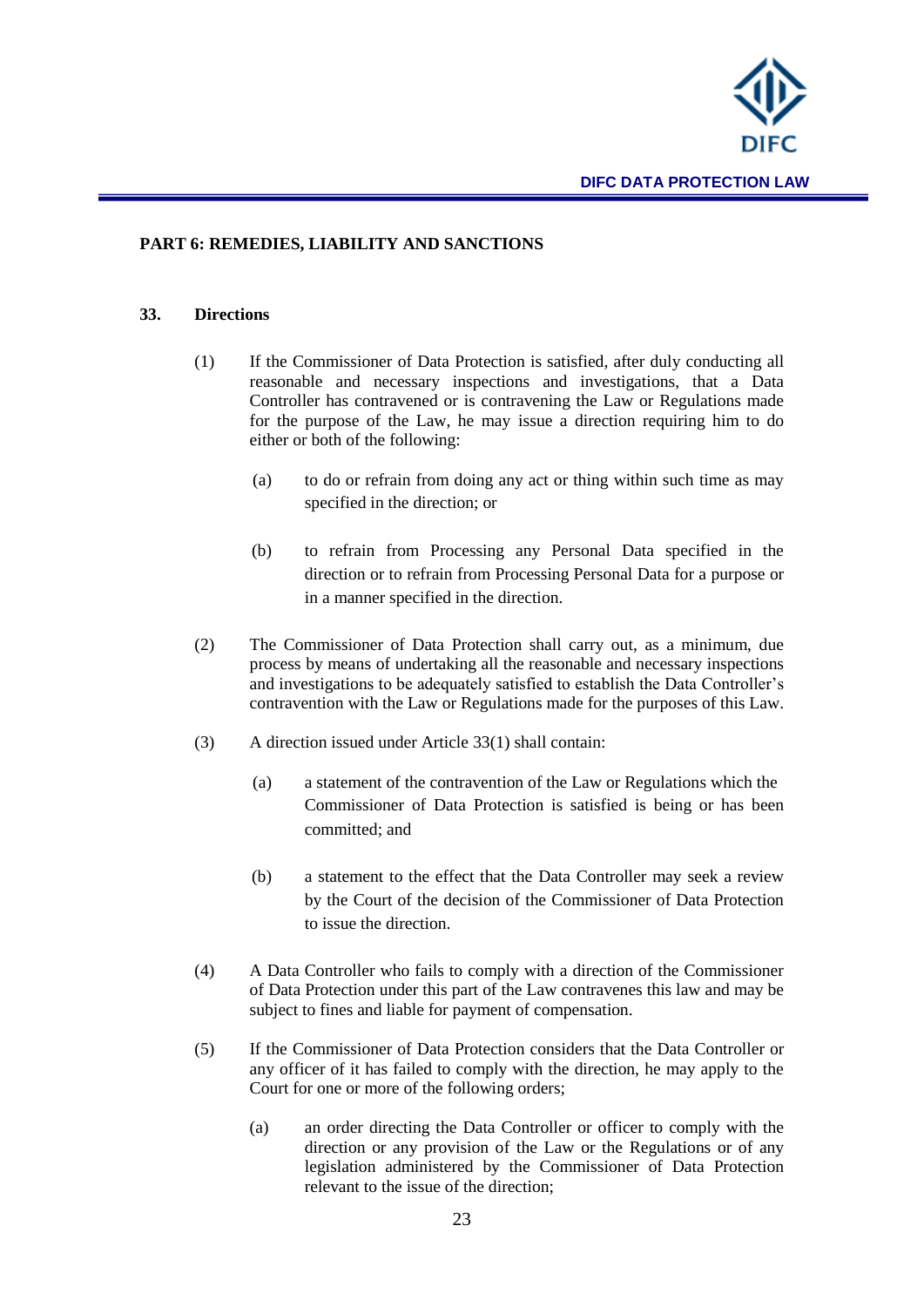## PART 6: REMEDIES, LIABILITY AND SANCTIONS

### 33. Directions

(1) If the Commissioner of Data Protection is satisfied, after duly conducting all reasonable and necessary inspections and investigations, that a Data Controller has contravened or is contravening the Law or Regulations made for the purpose of the Law, he may issue a direction requiring him to do either or both of the following:

(a) to do or refrain from doing any act or thing within such time as may specified in the direction; or

(b) to refrain from Processing any Personal Data specified in the direction or to refrain from Processing Personal Data for a purpose or in a manner specified in the direction.

(2) The Commissioner of Data Protection shall carry out, as a minimum, due process by means of undertaking all the reasonable and necessary inspections and investigations to be adequately satisfied to establish the Data Controller's contravention with the Law or Regulations made for the purposes of this Law.

(3) A direction issued under Article 33(1) shall contain:

(a) a statement of the contravention of the Law or Regulations which the Commissioner of Data Protection is satisfied is being or has been committed; and

(b) a statement to the effect that the Data Controller may seek a review by the Court of the decision of the Commissioner of Data Protection to issue the direction.

(4) A Data Controller who fails to comply with a direction of the Commissioner of Data Protection under this part of the Law contravenes this law and may be subject to fines and liable for payment of compensation.

(5) If the Commissioner of Data Protection considers that the Data Controller or any officer of it has failed to comply with the direction, he may apply to the Court for one or more of the following orders;

(a) an order directing the Data Controller or officer to comply with the direction or any provision of the Law or the Regulations or of any legislation administered by the Commissioner of Data Protection relevant to the issue of the direction;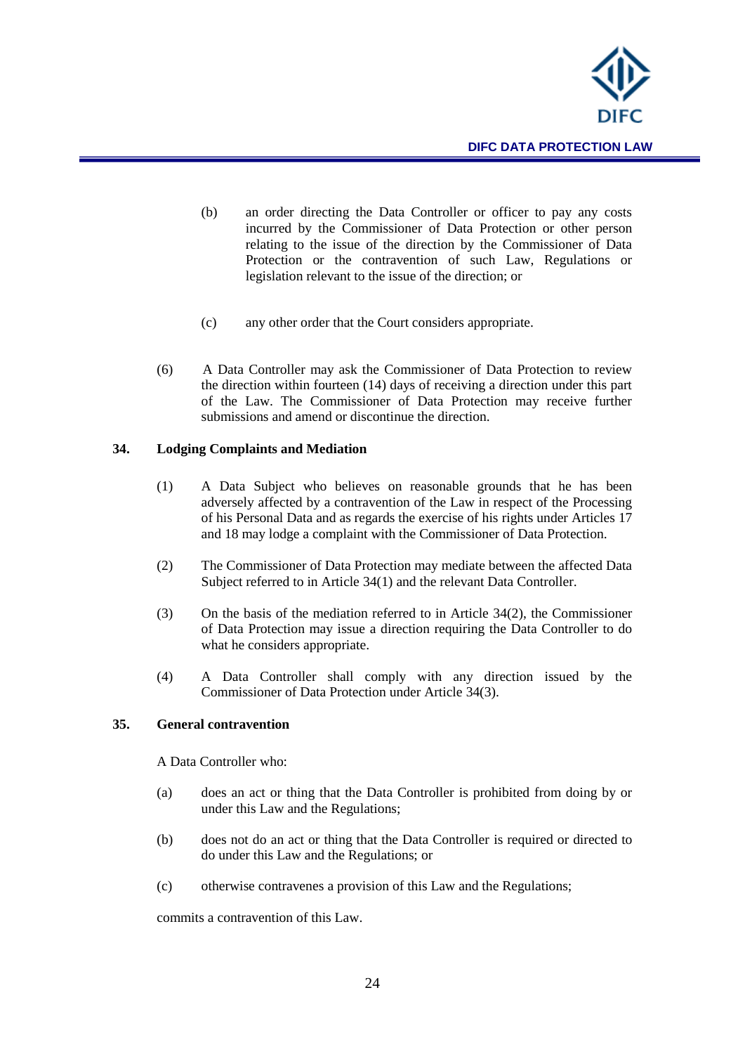(b) an order directing the Data Controller or officer to pay any costs incurred by the Commissioner of Data Protection or other person relating to the issue of the direction by the Commissioner of Data Protection or the contravention of such Law, Regulations or legislation relevant to the issue of the direction; or

(c) any other order that the Court considers appropriate.

(6) A Data Controller may ask the Commissioner of Data Protection to review the direction within fourteen (14) days of receiving a direction under this part of the Law. The Commissioner of Data Protection may receive further submissions and amend or discontinue the direction.

### 34. Lodging Complaints and Mediation

(1) A Data Subject who believes on reasonable grounds that he has been adversely affected by a contravention of the Law in respect of the Processing of his Personal Data and as regards the exercise of his rights under Articles 17 and 18 may lodge a complaint with the Commissioner of Data Protection.

(2) The Commissioner of Data Protection may mediate between the affected Data Subject referred to in Article 34(1) and the relevant Data Controller.

(3) On the basis of the mediation referred to in Article 34(2), the Commissioner of Data Protection may issue a direction requiring the Data Controller to do what he considers appropriate.

(4) A Data Controller shall comply with any direction issued by the Commissioner of Data Protection under Article 34(3).

### 35. General contravention

A Data Controller who:

(a) does an act or thing that the Data Controller is prohibited from doing by or under this Law and the Regulations;

(b) does not do an act or thing that the Data Controller is required or directed to do under this Law and the Regulations; or

(c) otherwise contravenes a provision of this Law and the Regulations;

commits a contravention of this Law.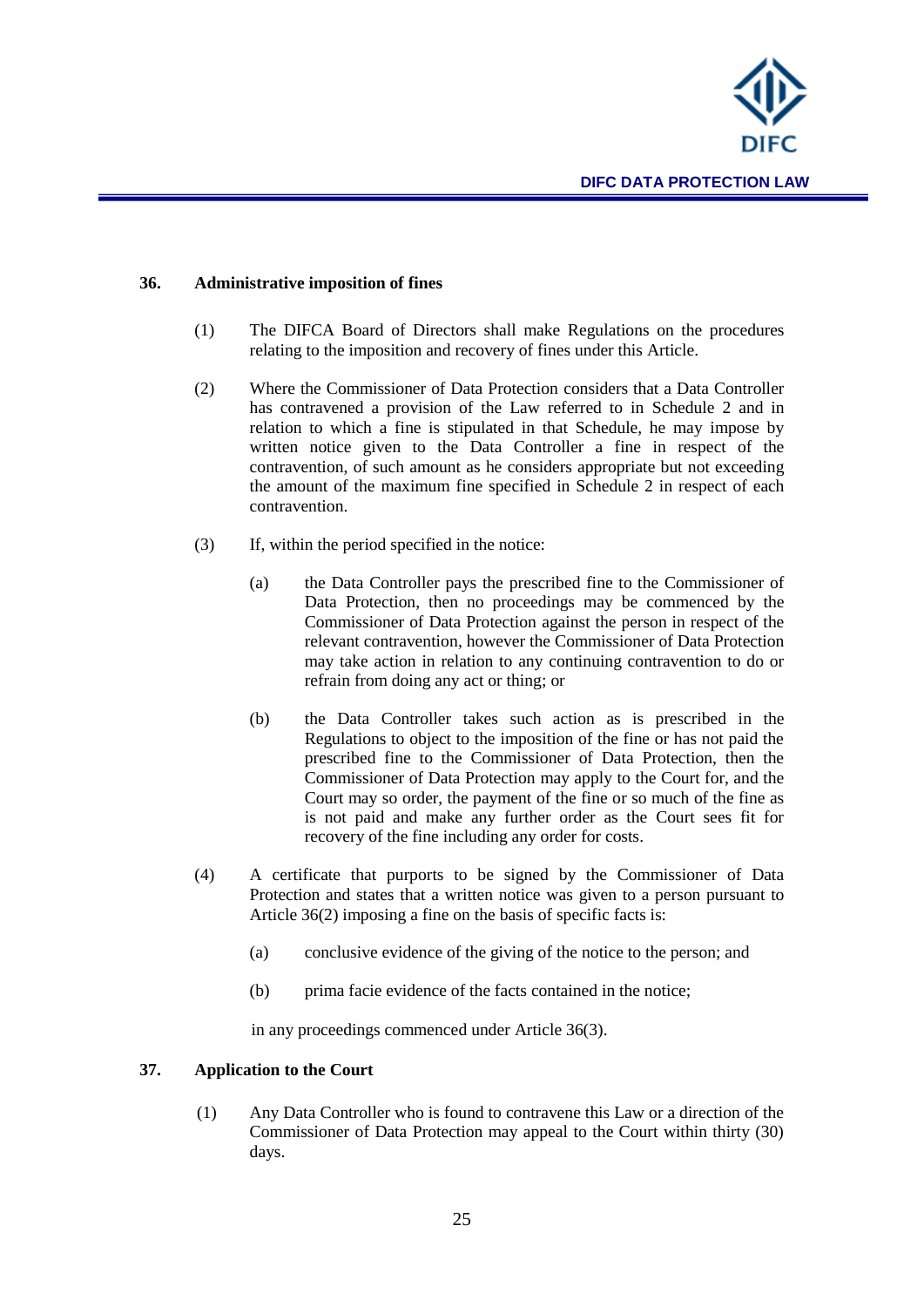### 36. Administrative imposition of fines

(1) The DIFCA Board of Directors shall make Regulations on the procedures relating to the imposition and recovery of fines under this Article.

(2) Where the Commissioner of Data Protection considers that a Data Controller has contravened a provision of the Law referred to in Schedule 2 and in relation to which a fine is stipulated in that Schedule, he may impose by written notice given to the Data Controller a fine in respect of the contravention, of such amount as he considers appropriate but not exceeding the amount of the maximum fine specified in Schedule 2 in respect of each contravention.

(3) If, within the period specified in the notice:

(a) the Data Controller pays the prescribed fine to the Commissioner of Data Protection, then no proceedings may be commenced by the Commissioner of Data Protection against the person in respect of the relevant contravention, however the Commissioner of Data Protection may take action in relation to any continuing contravention to do or refrain from doing any act or thing; or

(b) the Data Controller takes such action as is prescribed in the Regulations to object to the imposition of the fine or has not paid the prescribed fine to the Commissioner of Data Protection, then the Commissioner of Data Protection may apply to the Court for, and the Court may so order, the payment of the fine or so much of the fine as is not paid and make any further order as the Court sees fit for recovery of the fine including any order for costs.

(4) A certificate that purports to be signed by the Commissioner of Data Protection and states that a written notice was given to a person pursuant to Article 36(2) imposing a fine on the basis of specific facts is:

(a) conclusive evidence of the giving of the notice to the person; and

(b) prima facie evidence of the facts contained in the notice;

in any proceedings commenced under Article 36(3).

### 37. Application to the Court

(1) Any Data Controller who is found to contravene this Law or a direction of the Commissioner of Data Protection may appeal to the Court within thirty (30) days.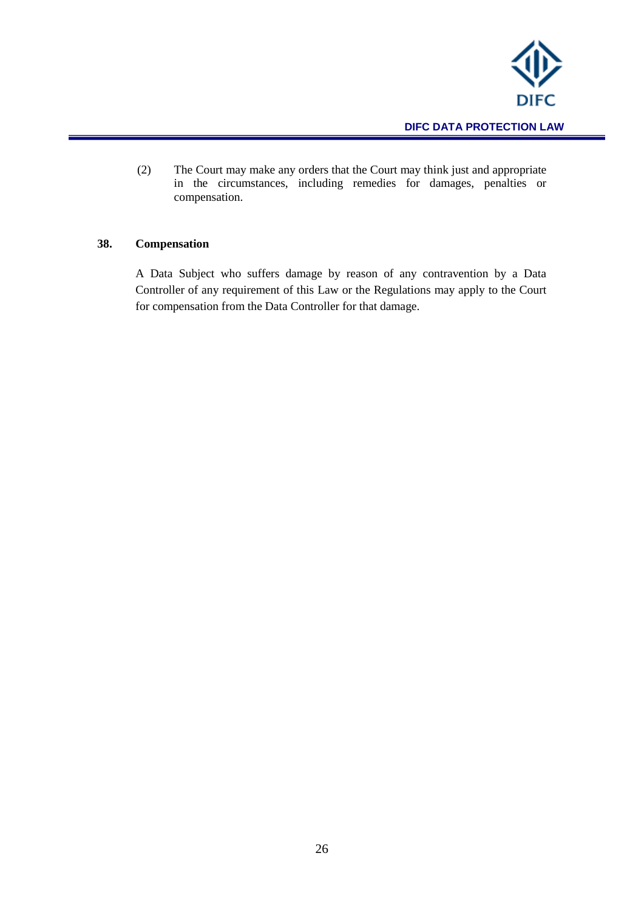(2) The Court may make any orders that the Court may think just and appropriate in the circumstances, including remedies for damages, penalties or compensation.

### 38. Compensation

A Data Subject who suffers damage by reason of any contravention by a Data Controller of any requirement of this Law or the Regulations may apply to the Court for compensation from the Data Controller for that damage.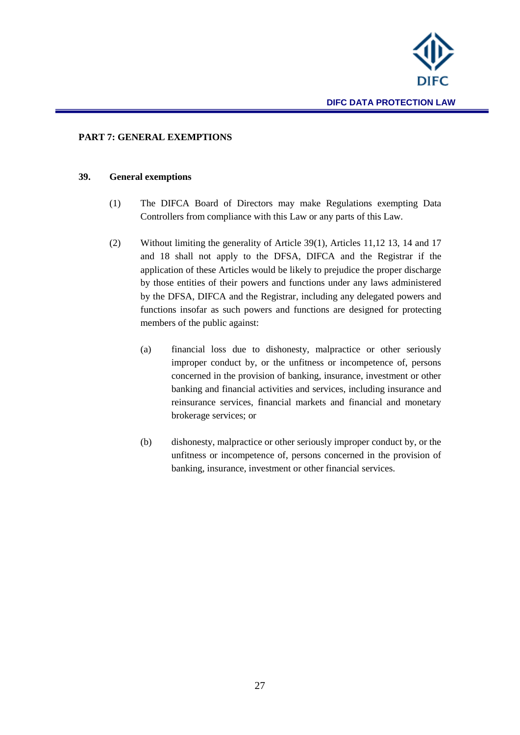## PART 7: GENERAL EXEMPTIONS

### 39. General exemptions

(1) The DIFCA Board of Directors may make Regulations exempting Data Controllers from compliance with this Law or any parts of this Law.

(2) Without limiting the generality of Article 39(1), Articles 11,12 13, 14 and 17 and 18 shall not apply to the DFSA, DIFCA and the Registrar if the application of these Articles would be likely to prejudice the proper discharge by those entities of their powers and functions under any laws administered by the DFSA, DIFCA and the Registrar, including any delegated powers and functions insofar as such powers and functions are designed for protecting members of the public against:

(a) financial loss due to dishonesty, malpractice or other seriously improper conduct by, or the unfitness or incompetence of, persons concerned in the provision of banking, insurance, investment or other banking and financial activities and services, including insurance and reinsurance services, financial markets and financial and monetary brokerage services; or

(b) dishonesty, malpractice or other seriously improper conduct by, or the unfitness or incompetence of, persons concerned in the provision of banking, insurance, investment or other financial services.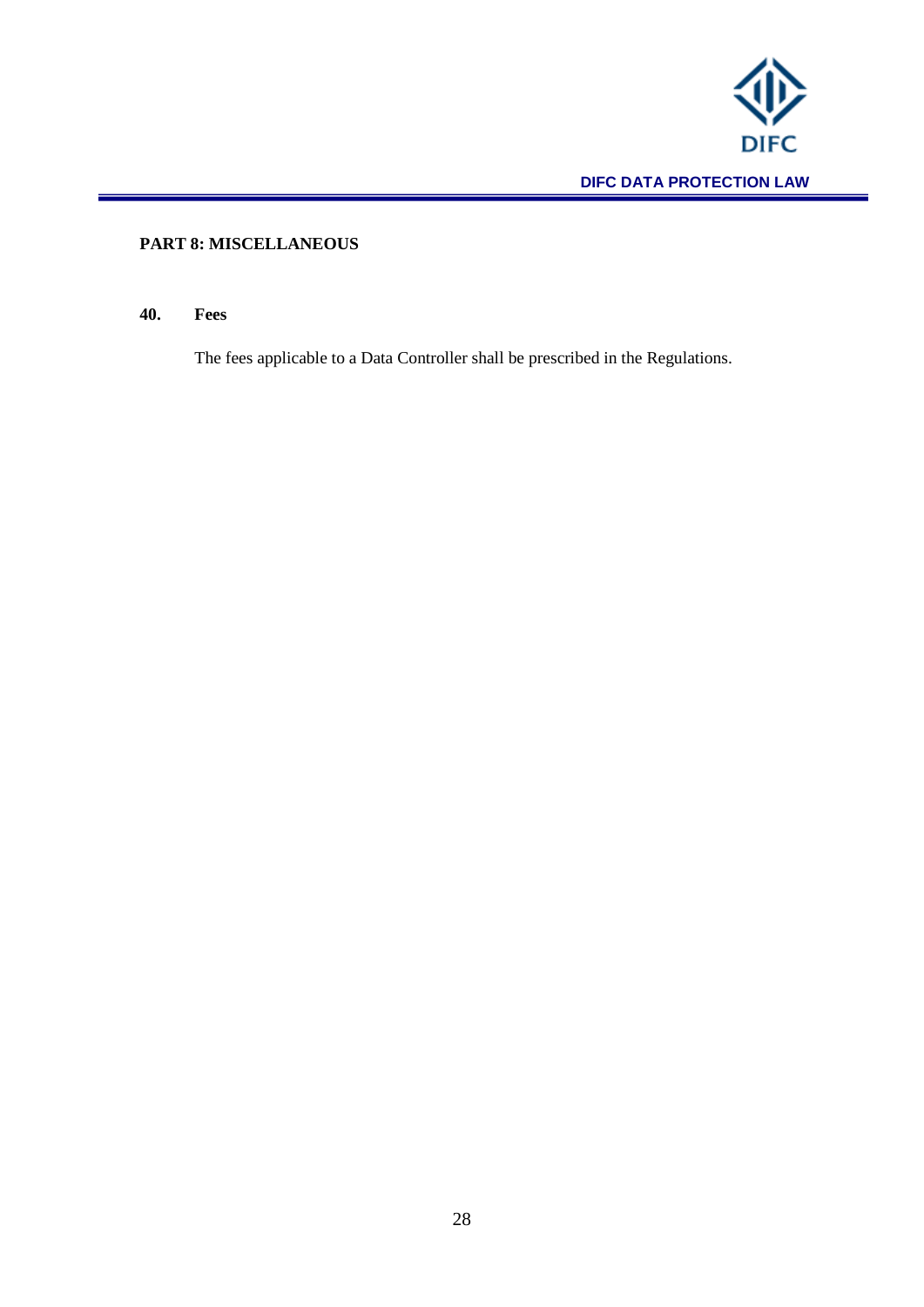## PART 8: MISCELLANEOUS

### 40. Fees

The fees applicable to a Data Controller shall be prescribed in the Regulations.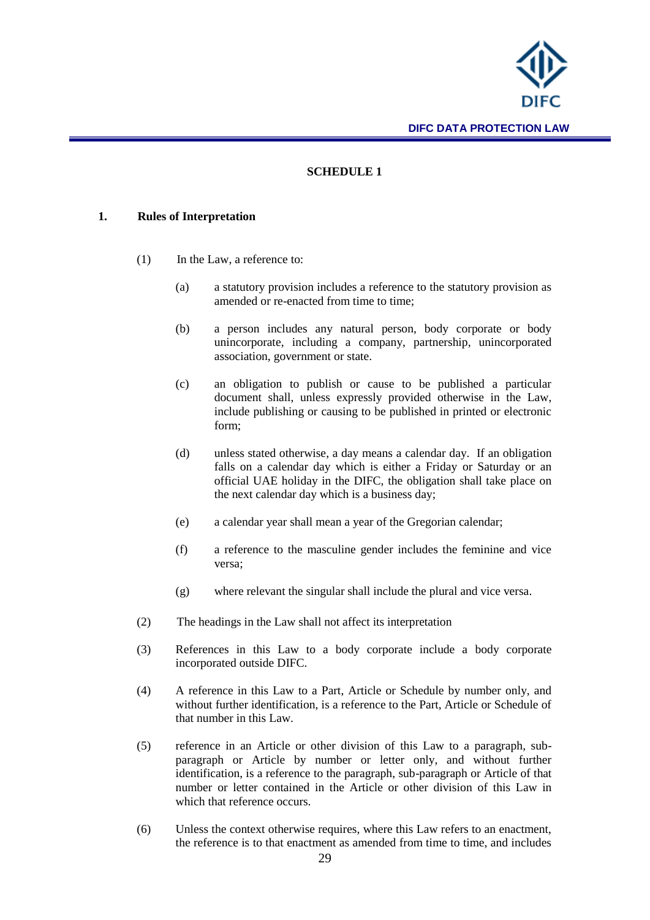## SCHEDULE 1

### 1. Rules of Interpretation

(1) In the Law, a reference to:

(a) a statutory provision includes a reference to the statutory provision as amended or re-enacted from time to time;

(b) a person includes any natural person, body corporate or body unincorporate, including a company, partnership, unincorporated association, government or state.

(c) an obligation to publish or cause to be published a particular document shall, unless expressly provided otherwise in the Law, include publishing or causing to be published in printed or electronic form;

(d) unless stated otherwise, a day means a calendar day. If an obligation falls on a calendar day which is either a Friday or Saturday or an official UAE holiday in the DIFC, the obligation shall take place on the next calendar day which is a business day;

(e) a calendar year shall mean a year of the Gregorian calendar;

(f) a reference to the masculine gender includes the feminine and vice versa;

(g) where relevant the singular shall include the plural and vice versa.

(2) The headings in the Law shall not affect its interpretation

(3) References in this Law to a body corporate include a body corporate incorporated outside DIFC.

(4) A reference in this Law to a Part, Article or Schedule by number only, and without further identification, is a reference to the Part, Article or Schedule of that number in this Law.

(5) reference in an Article or other division of this Law to a paragraph, sub-paragraph or Article by number or letter only, and without further identification, is a reference to the paragraph, sub-paragraph or Article of that number or letter contained in the Article or other division of this Law in which that reference occurs.

(6) Unless the context otherwise requires, where this Law refers to an enactment, the reference is to that enactment as amended from time to time, and includes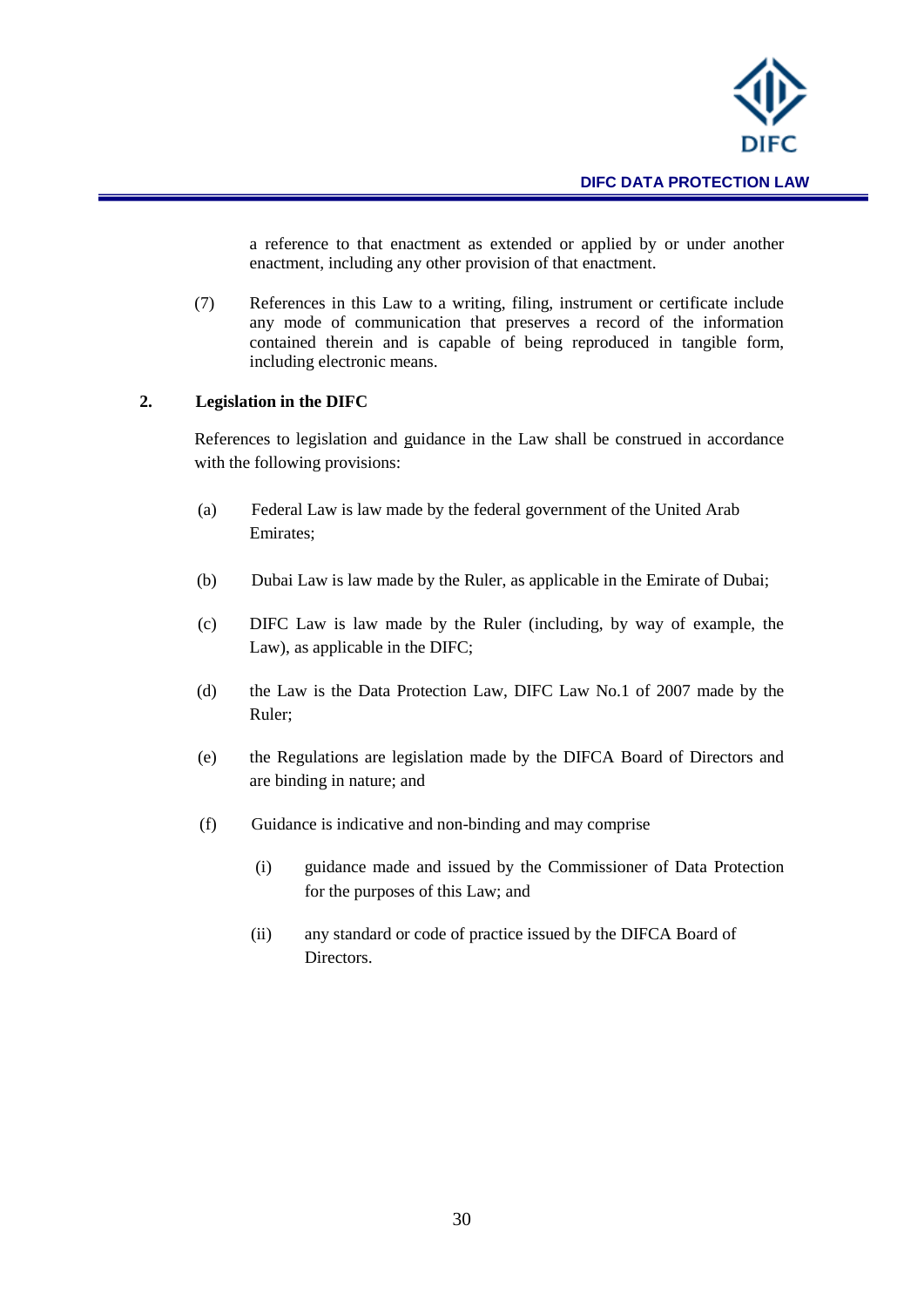a reference to that enactment as extended or applied by or under another enactment, including any other provision of that enactment.

(7) References in this Law to a writing, filing, instrument or certificate include any mode of communication that preserves a record of the information contained therein and is capable of being reproduced in tangible form, including electronic means.

## 2. Legislation in the DIFC

References to legislation and guidance in the Law shall be construed in accordance with the following provisions:

(a) Federal Law is law made by the federal government of the United Arab Emirates;

(b) Dubai Law is law made by the Ruler, as applicable in the Emirate of Dubai;

(c) DIFC Law is law made by the Ruler (including, by way of example, the Law), as applicable in the DIFC;

(d) the Law is the Data Protection Law, DIFC Law No.1 of 2007 made by the Ruler;

(e) the Regulations are legislation made by the DIFCA Board of Directors and are binding in nature; and

(f) Guidance is indicative and non-binding and may comprise

(i) guidance made and issued by the Commissioner of Data Protection for the purposes of this Law; and

(ii) any standard or code of practice issued by the DIFCA Board of Directors.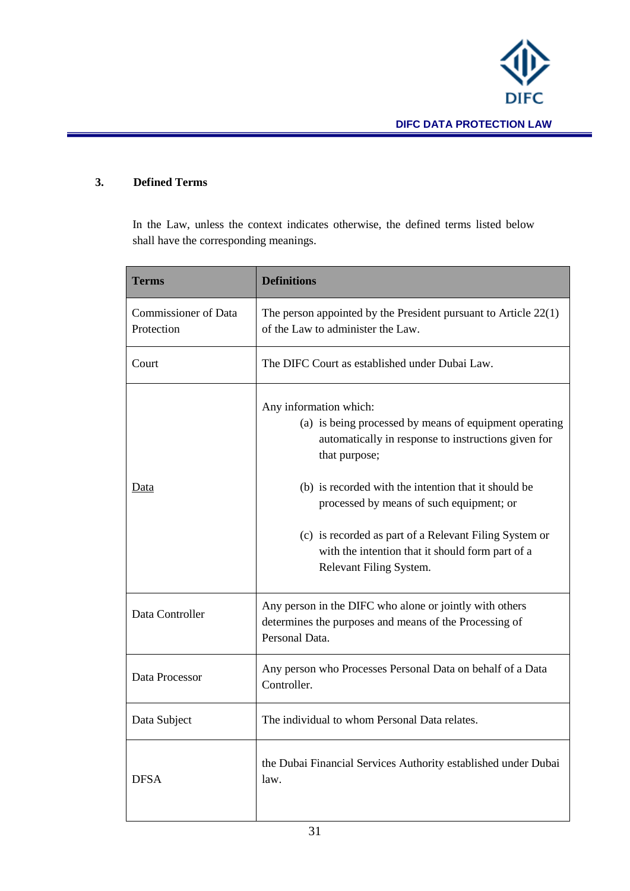## 3. Defined Terms

In the Law, unless the context indicates otherwise, the defined terms listed below shall have the corresponding meanings.

| Terms | Definitions |
|---|---|
| Commissioner of Data Protection | The person appointed by the President pursuant to Article 22(1) of the Law to administer the Law. |
| Court | The DIFC Court as established under Dubai Law. |
| <u>Data</u> | Any information which: (a) is being processed by means of equipment operating automatically in response to instructions given for that purpose; (b) is recorded with the intention that it should be processed by means of such equipment; or (c) is recorded as part of a Relevant Filing System or with the intention that it should form part of a Relevant Filing System. |
| Data Controller | Any person in the DIFC who alone or jointly with others determines the purposes and means of the Processing of Personal Data. |
| Data Processor | Any person who Processes Personal Data on behalf of a Data Controller. |
| Data Subject | The individual to whom Personal Data relates. |
| DFSA | the Dubai Financial Services Authority established under Dubai law. |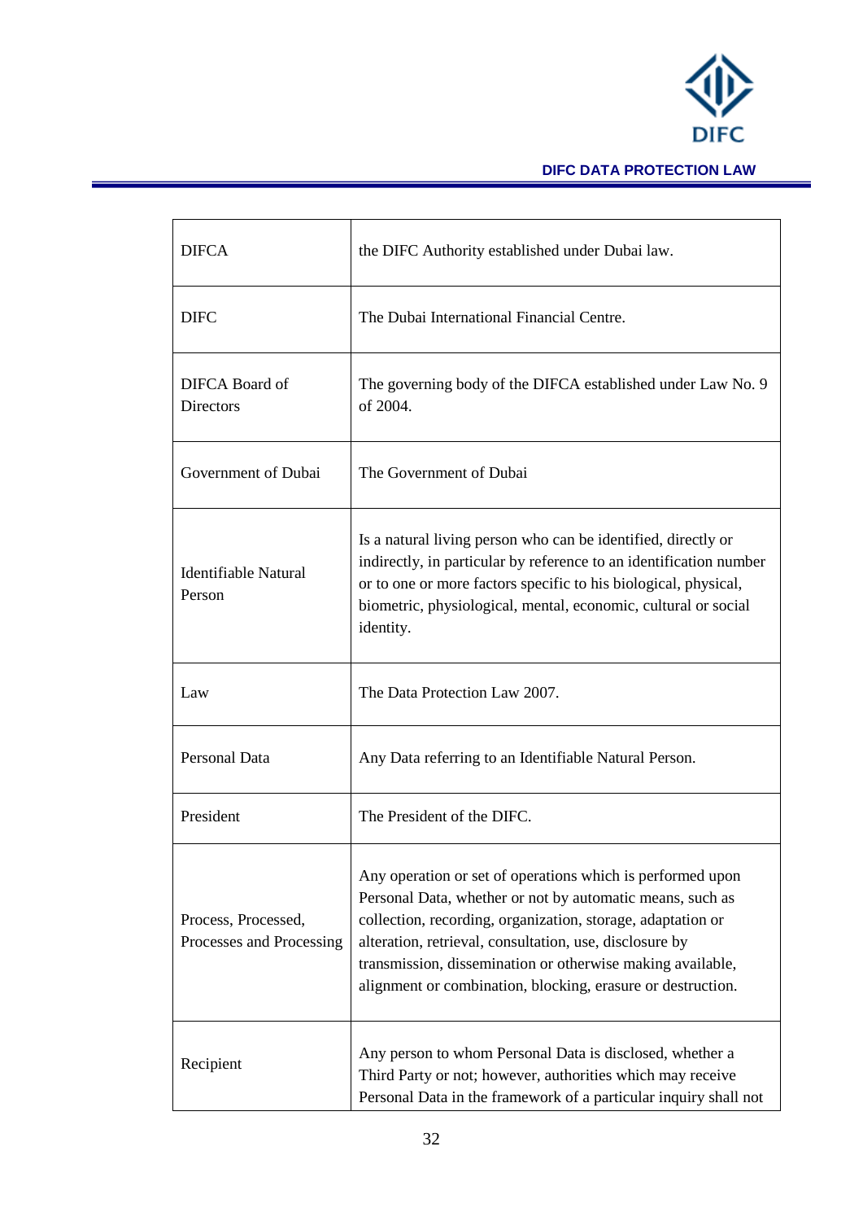| | |
|---|---|
| DIFCA | the DIFC Authority established under Dubai law. |
| DIFC | The Dubai International Financial Centre. |
| DIFCA Board of Directors | The governing body of the DIFCA established under Law No. 9 of 2004. |
| Government of Dubai | The Government of Dubai |
| Identifiable Natural Person | Is a natural living person who can be identified, directly or indirectly, in particular by reference to an identification number or to one or more factors specific to his biological, physical, biometric, physiological, mental, economic, cultural or social identity. |
| Law | The Data Protection Law 2007. |
| Personal Data | Any Data referring to an Identifiable Natural Person. |
| President | The President of the DIFC. |
| Process, Processed, Processes and Processing | Any operation or set of operations which is performed upon Personal Data, whether or not by automatic means, such as collection, recording, organization, storage, adaptation or alteration, retrieval, consultation, use, disclosure by transmission, dissemination or otherwise making available, alignment or combination, blocking, erasure or destruction. |
| Recipient | Any person to whom Personal Data is disclosed, whether a Third Party or not; however, authorities which may receive Personal Data in the framework of a particular inquiry shall not |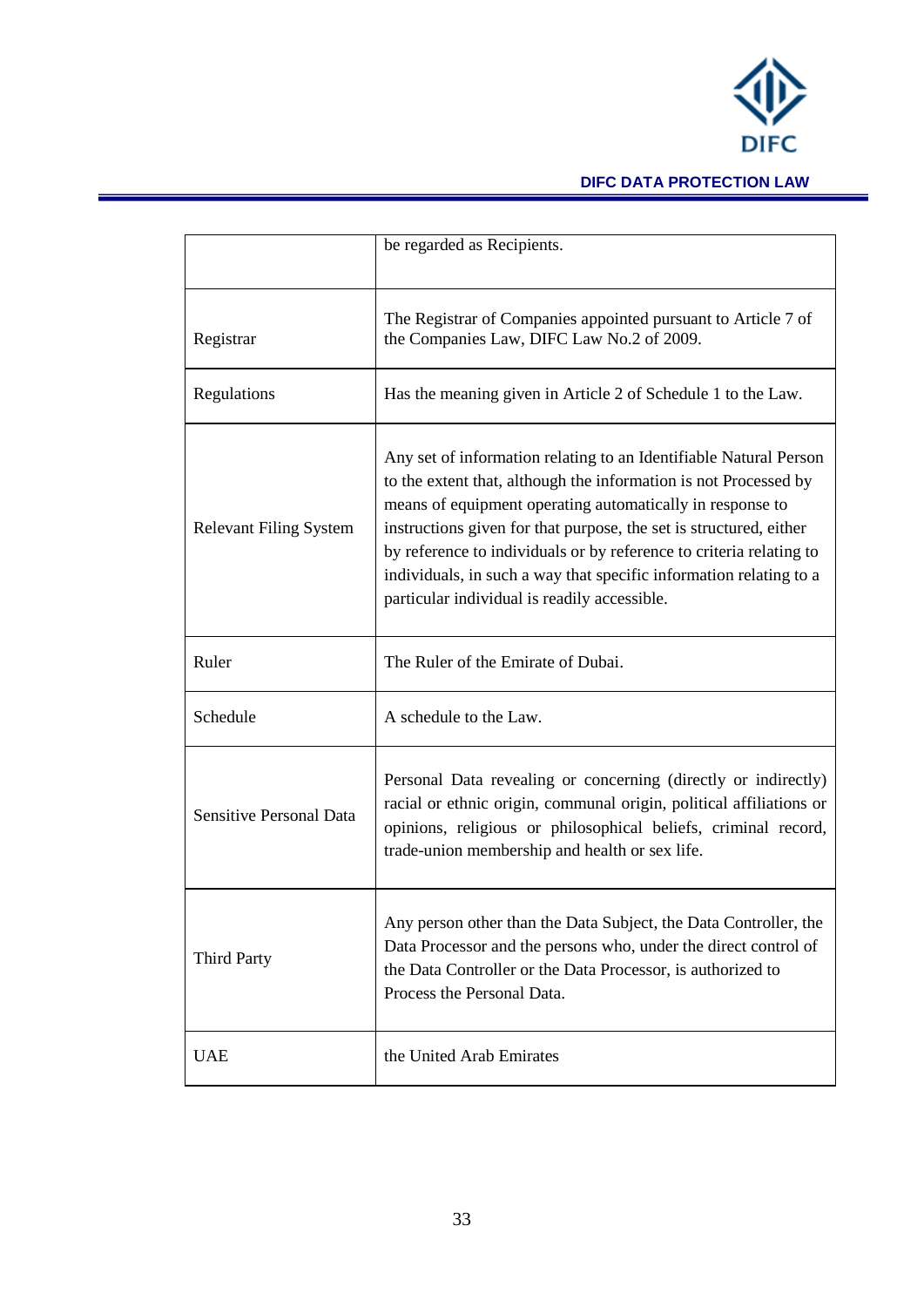| | |
|---|---|
| | be regarded as Recipients. |
| Registrar | The Registrar of Companies appointed pursuant to Article 7 of the Companies Law, DIFC Law No.2 of 2009. |
| Regulations | Has the meaning given in Article 2 of Schedule 1 to the Law. |
| Relevant Filing System | Any set of information relating to an Identifiable Natural Person to the extent that, although the information is not Processed by means of equipment operating automatically in response to instructions given for that purpose, the set is structured, either by reference to individuals or by reference to criteria relating to individuals, in such a way that specific information relating to a particular individual is readily accessible. |
| Ruler | The Ruler of the Emirate of Dubai. |
| Schedule | A schedule to the Law. |
| Sensitive Personal Data | Personal Data revealing or concerning (directly or indirectly) racial or ethnic origin, communal origin, political affiliations or opinions, religious or philosophical beliefs, criminal record, trade-union membership and health or sex life. |
| Third Party | Any person other than the Data Subject, the Data Controller, the Data Processor and the persons who, under the direct control of the Data Controller or the Data Processor, is authorized to Process the Personal Data. |
| UAE | the United Arab Emirates |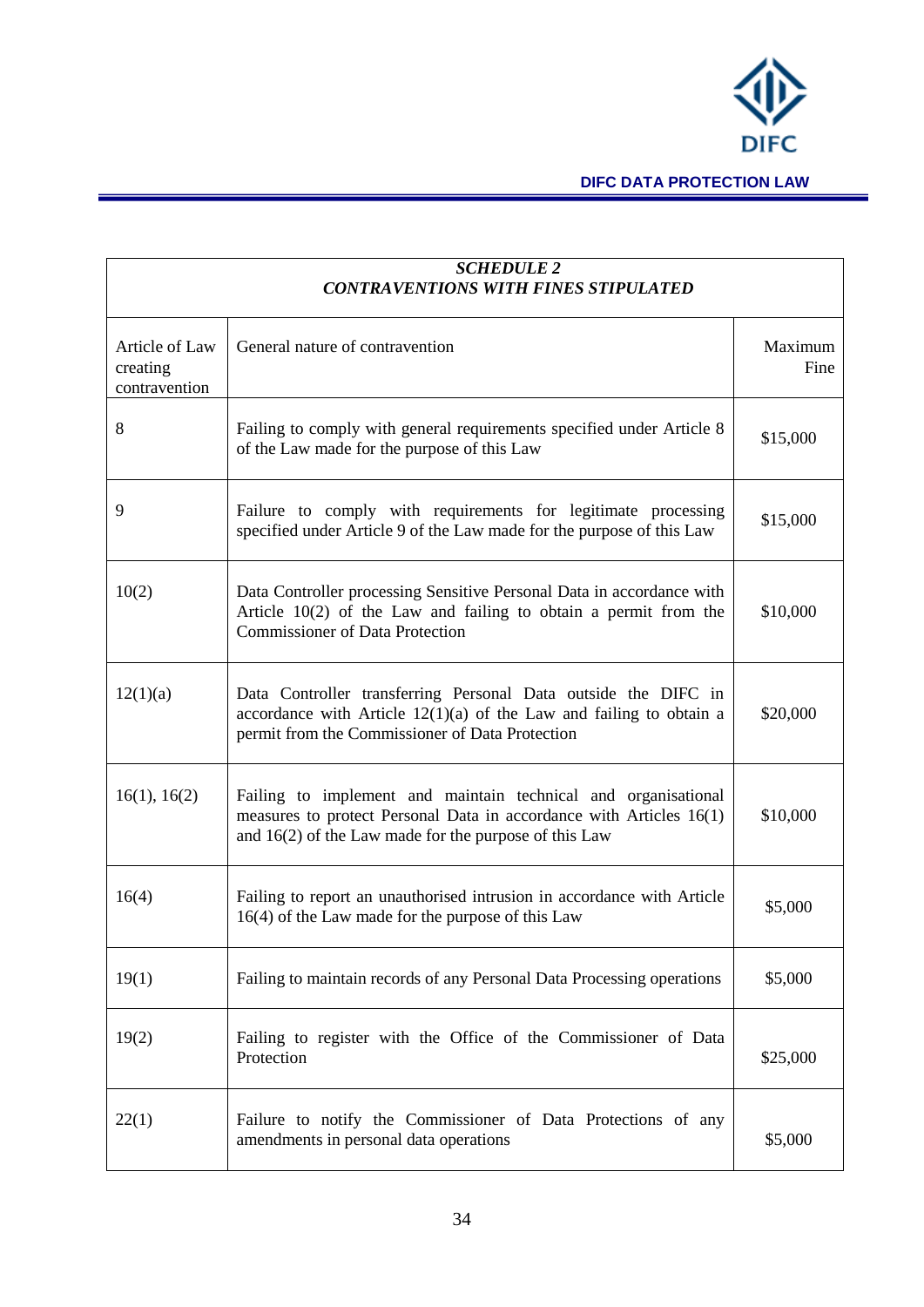***SCHEDULE 2***
***CONTRAVENTIONS WITH FINES STIPULATED***

| Article of Law creating contravention | General nature of contravention | Maximum Fine |
|---|---|---|
| 8 | Failing to comply with general requirements specified under Article 8 of the Law made for the purpose of this Law | $15,000 |
| 9 | Failure to comply with requirements for legitimate processing specified under Article 9 of the Law made for the purpose of this Law | $15,000 |
| 10(2) | Data Controller processing Sensitive Personal Data in accordance with Article 10(2) of the Law and failing to obtain a permit from the Commissioner of Data Protection | $10,000 |
| 12(1)(a) | Data Controller transferring Personal Data outside the DIFC in accordance with Article 12(1)(a) of the Law and failing to obtain a permit from the Commissioner of Data Protection | $20,000 |
| 16(1), 16(2) | Failing to implement and maintain technical and organisational measures to protect Personal Data in accordance with Articles 16(1) and 16(2) of the Law made for the purpose of this Law | $10,000 |
| 16(4) | Failing to report an unauthorised intrusion in accordance with Article 16(4) of the Law made for the purpose of this Law | $5,000 |
| 19(1) | Failing to maintain records of any Personal Data Processing operations | $5,000 |
| 19(2) | Failing to register with the Office of the Commissioner of Data Protection | $25,000 |
| 22(1) | Failure to notify the Commissioner of Data Protections of any amendments in personal data operations | $5,000 |